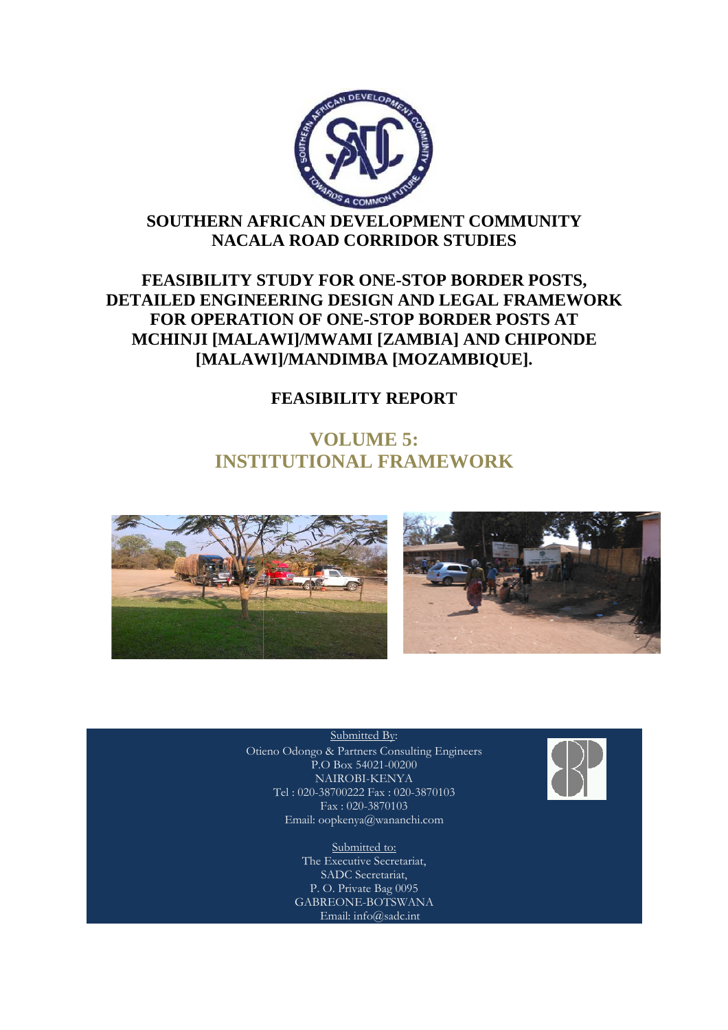# SOUTHERN AFRICAN DEVELOPMENT COMMUNITY
# NACALA ROAD CORRIDOR STUDIES

## FEASIBILITY STUDY FOR ONE-STOP BORDER POSTS, DETAILED ENGINEERING DESIGN AND LEGAL FRAMEWORK FOR OPERATION OF ONE-STOP BORDER POSTS AT MCHINJI [MALAWI]/MWAMI [ZAMBIA] AND CHIPONDE [MALAWI]/MANDIMBA [MOZAMBIQUE].

## FEASIBILITY REPORT

## VOLUME 5: INSTITUTIONAL FRAMEWORK

Submitted By:
Otieno Odongo & Partners Consulting Engineers
P.O Box 54021-00200
NAIROBI-KENYA
Tel : 020-38700222 Fax : 020-3870103
Fax : 020-3870103
Email: oopkenya@wananchi.com

Submitted to:
The Executive Secretariat,
SADC Secretariat,
P. O. Private Bag 0095
GABREONE-BOTSWANA
Email: info@sadc.int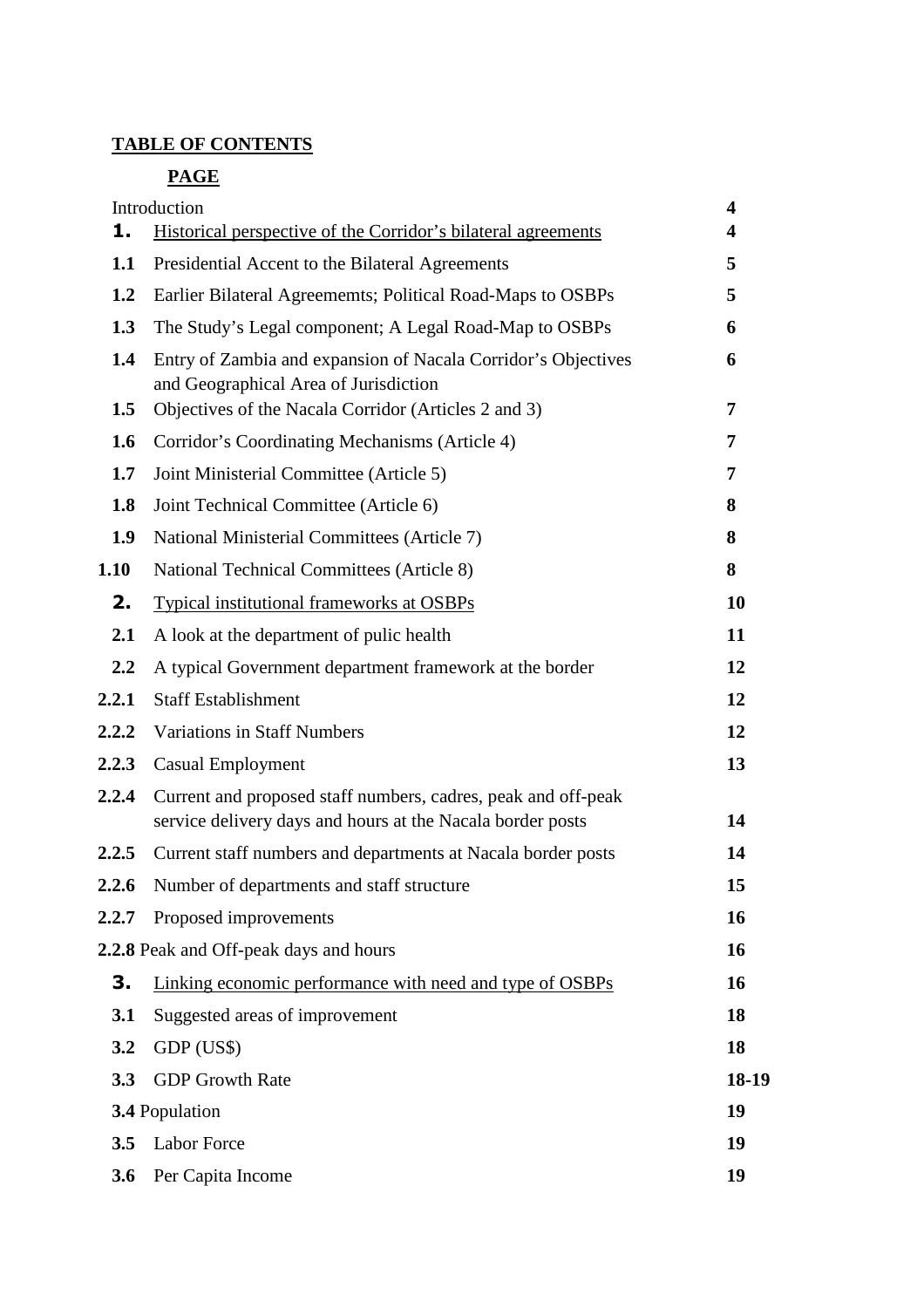**TABLE OF CONTENTS**

**PAGE**

| | | |
|---|---|---|
| | Introduction | **4** |
| **1.** | Historical perspective of the Corridor's bilateral agreements | **4** |
| **1.1** | Presidential Accent to the Bilateral Agreements | **5** |
| **1.2** | Earlier Bilateral Agreememts; Political Road-Maps to OSBPs | **5** |
| **1.3** | The Study's Legal component; A Legal Road-Map to OSBPs | **6** |
| **1.4** | Entry of Zambia and expansion of Nacala Corridor's Objectives and Geographical Area of Jurisdiction | **6** |
| **1.5** | Objectives of the Nacala Corridor (Articles 2 and 3) | **7** |
| **1.6** | Corridor's Coordinating Mechanisms (Article 4) | **7** |
| **1.7** | Joint Ministerial Committee (Article 5) | **7** |
| **1.8** | Joint Technical Committee (Article 6) | **8** |
| **1.9** | National Ministerial Committees (Article 7) | **8** |
| **1.10** | National Technical Committees (Article 8) | **8** |
| **2.** | Typical institutional frameworks at OSBPs | **10** |
| **2.1** | A look at the department of pulic health | **11** |
| **2.2** | A typical Government department framework at the border | **12** |
| **2.2.1** | Staff Establishment | **12** |
| **2.2.2** | Variations in Staff Numbers | **12** |
| **2.2.3** | Casual Employment | **13** |
| **2.2.4** | Current and proposed staff numbers, cadres, peak and off-peak service delivery days and hours at the Nacala border posts | **14** |
| **2.2.5** | Current staff numbers and departments at Nacala border posts | **14** |
| **2.2.6** | Number of departments and staff structure | **15** |
| **2.2.7** | Proposed improvements | **16** |
| **2.2.8** | Peak and Off-peak days and hours | **16** |
| **3.** | Linking economic performance with need and type of OSBPs | **16** |
| **3.1** | Suggested areas of improvement | **18** |
| **3.2** | GDP (US$) | **18** |
| **3.3** | GDP Growth Rate | **18-19** |
| **3.4** | Population | **19** |
| **3.5** | Labor Force | **19** |
| **3.6** | Per Capita Income | **19** |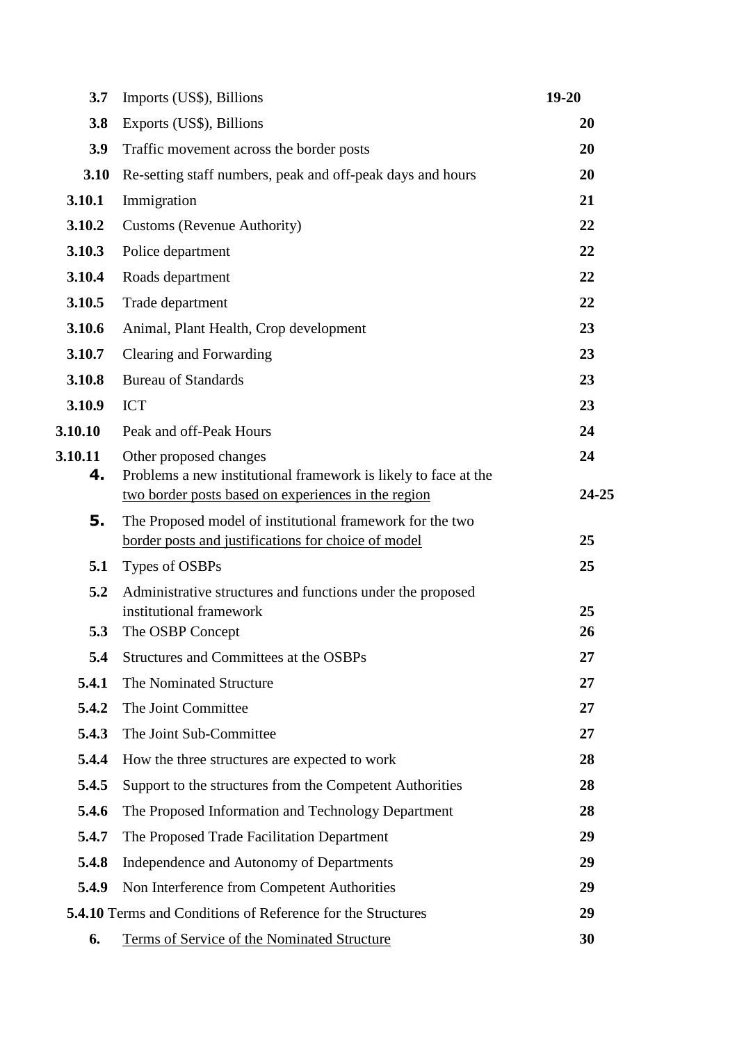| | | |
|---|---|---|
| **3.7** | Imports (US$), Billions | **19-20** |
| **3.8** | Exports (US$), Billions | **20** |
| **3.9** | Traffic movement across the border posts | **20** |
| **3.10** | Re-setting staff numbers, peak and off-peak days and hours | **20** |
| **3.10.1** | Immigration | **21** |
| **3.10.2** | Customs (Revenue Authority) | **22** |
| **3.10.3** | Police department | **22** |
| **3.10.4** | Roads department | **22** |
| **3.10.5** | Trade department | **22** |
| **3.10.6** | Animal, Plant Health, Crop development | **23** |
| **3.10.7** | Clearing and Forwarding | **23** |
| **3.10.8** | Bureau of Standards | **23** |
| **3.10.9** | ICT | **23** |
| **3.10.10** | Peak and off-Peak Hours | **24** |
| **3.10.11** | Other proposed changes | **24** |
| **4.** | Problems a new institutional framework is likely to face at the <u>two border posts based on experiences in the region</u> | **24-25** |
| **5.** | <u>The Proposed model of institutional framework for the two border posts and justifications for choice of model</u> | **25** |
| **5.1** | Types of OSBPs | **25** |
| **5.2** | Administrative structures and functions under the proposed institutional framework | **25** |
| **5.3** | The OSBP Concept | **26** |
| **5.4** | Structures and Committees at the OSBPs | **27** |
| **5.4.1** | The Nominated Structure | **27** |
| **5.4.2** | The Joint Committee | **27** |
| **5.4.3** | The Joint Sub-Committee | **27** |
| **5.4.4** | How the three structures are expected to work | **28** |
| **5.4.5** | Support to the structures from the Competent Authorities | **28** |
| **5.4.6** | The Proposed Information and Technology Department | **28** |
| **5.4.7** | The Proposed Trade Facilitation Department | **29** |
| **5.4.8** | Independence and Autonomy of Departments | **29** |
| **5.4.9** | Non Interference from Competent Authorities | **29** |
| **5.4.10** | Terms and Conditions of Reference for the Structures | **29** |
| **6.** | <u>Terms of Service of the Nominated Structure</u> | **30** |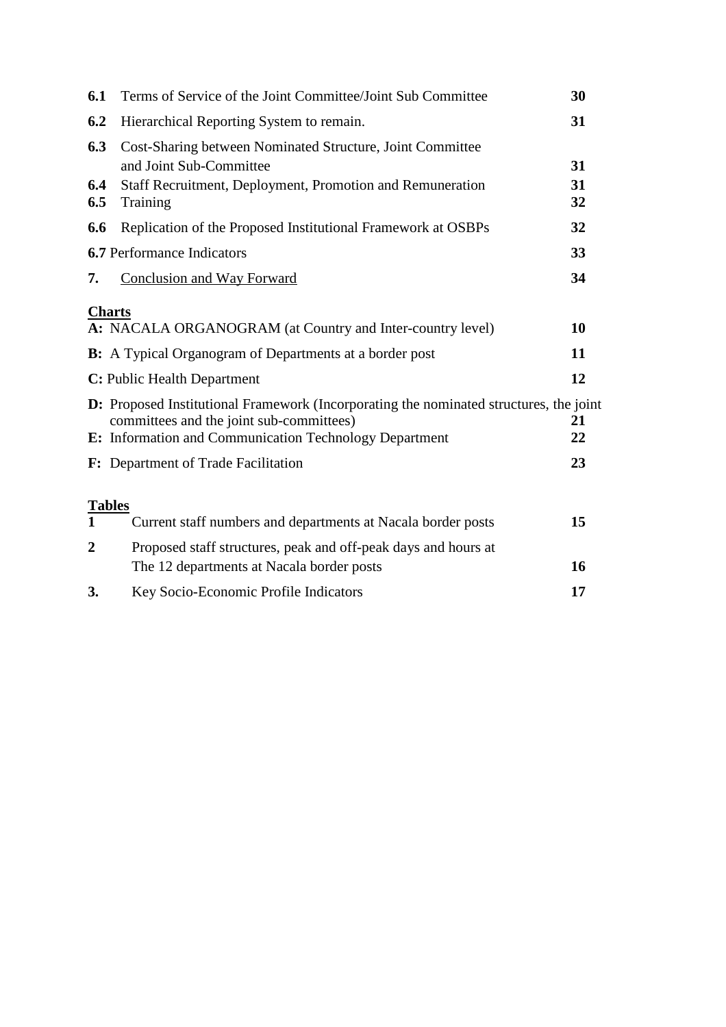| | | |
|---|---|---|
| **6.1** | Terms of Service of the Joint Committee/Joint Sub Committee | **30** |
| **6.2** | Hierarchical Reporting System to remain. | **31** |
| **6.3** | Cost-Sharing between Nominated Structure, Joint Committee and Joint Sub-Committee | **31** |
| **6.4** | Staff Recruitment, Deployment, Promotion and Remuneration | **31** |
| **6.5** | Training | **32** |
| **6.6** | Replication of the Proposed Institutional Framework at OSBPs | **32** |
| **6.7** | Performance Indicators | **33** |
| **7.** | Conclusion and Way Forward | **34** |

**Charts**

| | |
|---|---|
| **A:** NACALA ORGANOGRAM (at Country and Inter-country level) | **10** |
| **B:** A Typical Organogram of Departments at a border post | **11** |
| **C:** Public Health Department | **12** |
| **D:** Proposed Institutional Framework (Incorporating the nominated structures, the joint committees and the joint sub-committees) | **21** |
| **E:** Information and Communication Technology Department | **22** |
| **F:** Department of Trade Facilitation | **23** |

**Tables**

| | | |
|---|---|---|
| **1** | Current staff numbers and departments at Nacala border posts | **15** |
| **2** | Proposed staff structures, peak and off-peak days and hours at The 12 departments at Nacala border posts | **16** |
| **3.** | Key Socio-Economic Profile Indicators | **17** |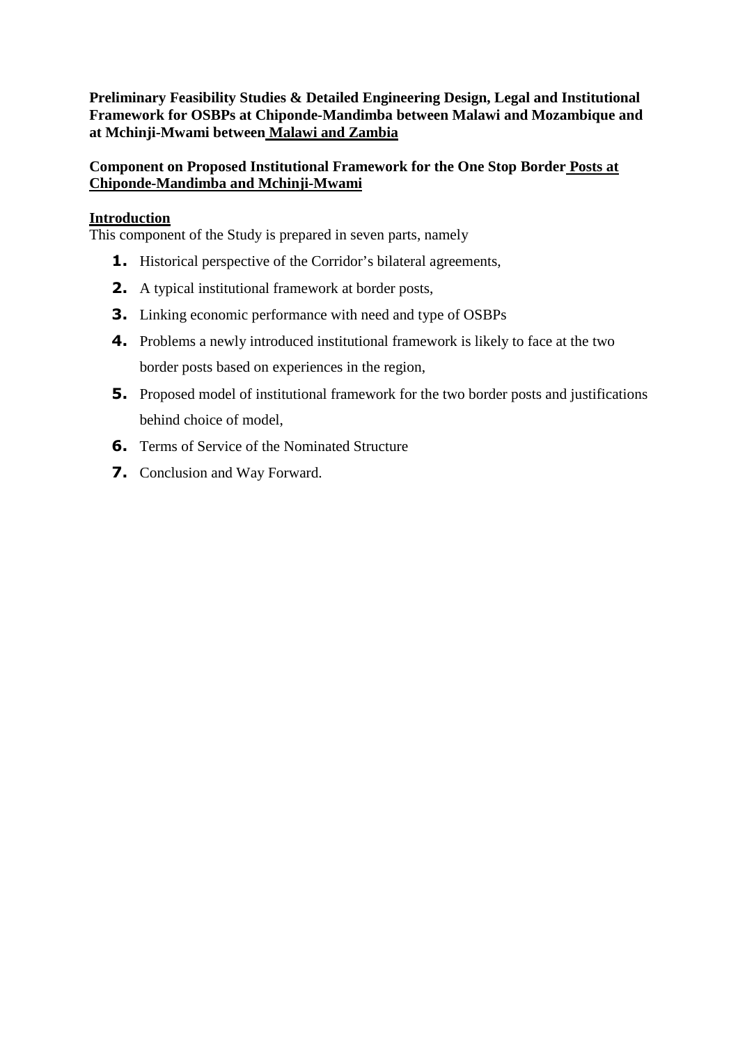**Preliminary Feasibility Studies & Detailed Engineering Design, Legal and Institutional Framework for OSBPs at Chiponde-Mandimba between Malawi and Mozambique and at Mchinji-Mwami between Malawi and Zambia**

**Component on Proposed Institutional Framework for the One Stop Border Posts at Chiponde-Mandimba and Mchinji-Mwami**

## Introduction

This component of the Study is prepared in seven parts, namely

1. Historical perspective of the Corridor's bilateral agreements,
2. A typical institutional framework at border posts,
3. Linking economic performance with need and type of OSBPs
4. Problems a newly introduced institutional framework is likely to face at the two border posts based on experiences in the region,
5. Proposed model of institutional framework for the two border posts and justifications behind choice of model,
6. Terms of Service of the Nominated Structure
7. Conclusion and Way Forward.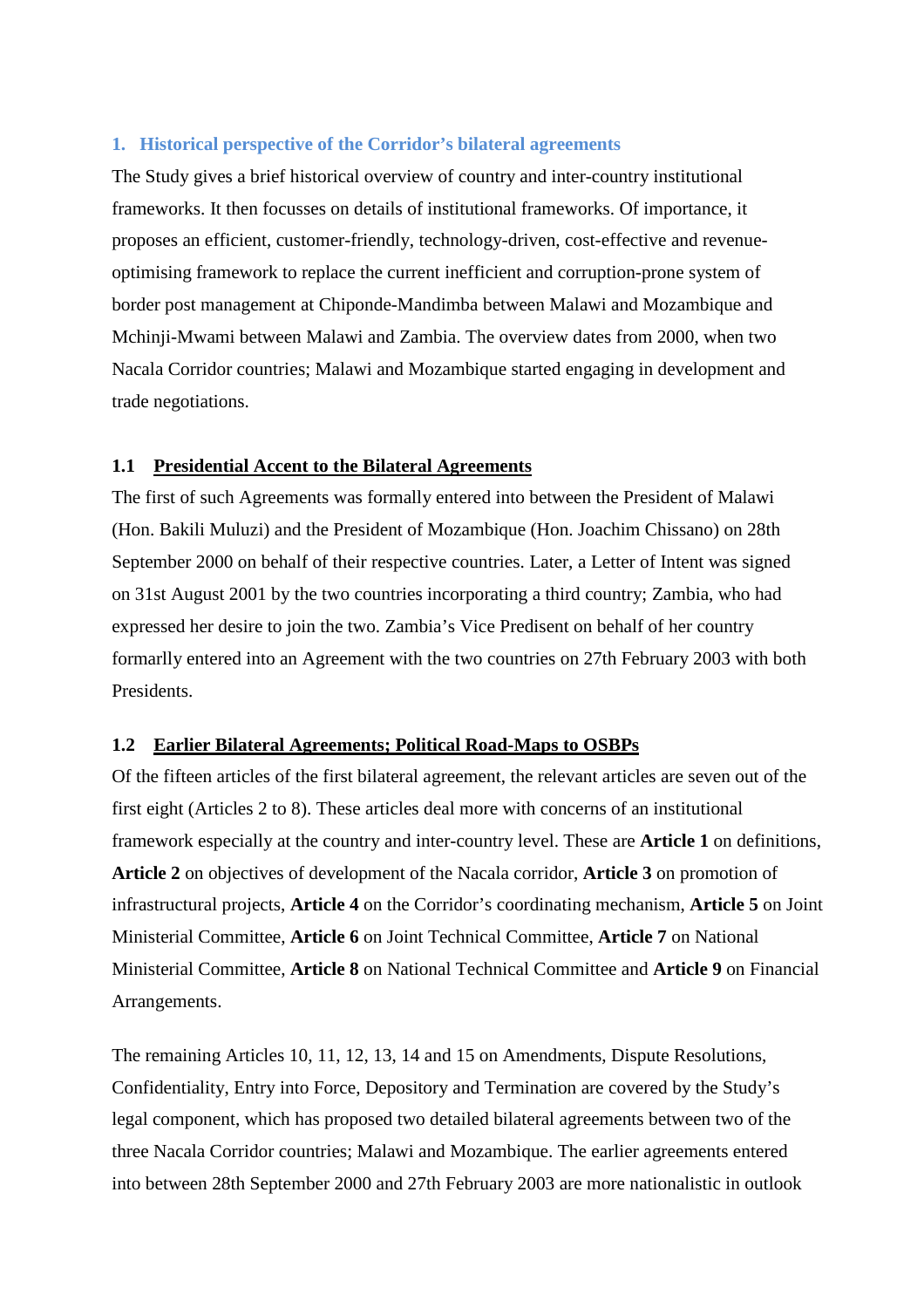## 1. Historical perspective of the Corridor's bilateral agreements

The Study gives a brief historical overview of country and inter-country institutional frameworks. It then focusses on details of institutional frameworks. Of importance, it proposes an efficient, customer-friendly, technology-driven, cost-effective and revenue-optimising framework to replace the current inefficient and corruption-prone system of border post management at Chiponde-Mandimba between Malawi and Mozambique and Mchinji-Mwami between Malawi and Zambia. The overview dates from 2000, when two Nacala Corridor countries; Malawi and Mozambique started engaging in development and trade negotiations.

### 1.1 Presidential Accent to the Bilateral Agreements

The first of such Agreements was formally entered into between the President of Malawi (Hon. Bakili Muluzi) and the President of Mozambique (Hon. Joachim Chissano) on 28th September 2000 on behalf of their respective countries. Later, a Letter of Intent was signed on 31st August 2001 by the two countries incorporating a third country; Zambia, who had expressed her desire to join the two. Zambia's Vice Predisent on behalf of her country formarlly entered into an Agreement with the two countries on 27th February 2003 with both Presidents.

### 1.2 Earlier Bilateral Agreements; Political Road-Maps to OSBPs

Of the fifteen articles of the first bilateral agreement, the relevant articles are seven out of the first eight (Articles 2 to 8). These articles deal more with concerns of an institutional framework especially at the country and inter-country level. These are **Article 1** on definitions, **Article 2** on objectives of development of the Nacala corridor, **Article 3** on promotion of infrastructural projects, **Article 4** on the Corridor's coordinating mechanism, **Article 5** on Joint Ministerial Committee, **Article 6** on Joint Technical Committee, **Article 7** on National Ministerial Committee, **Article 8** on National Technical Committee and **Article 9** on Financial Arrangements.

The remaining Articles 10, 11, 12, 13, 14 and 15 on Amendments, Dispute Resolutions, Confidentiality, Entry into Force, Depository and Termination are covered by the Study's legal component, which has proposed two detailed bilateral agreements between two of the three Nacala Corridor countries; Malawi and Mozambique. The earlier agreements entered into between 28th September 2000 and 27th February 2003 are more nationalistic in outlook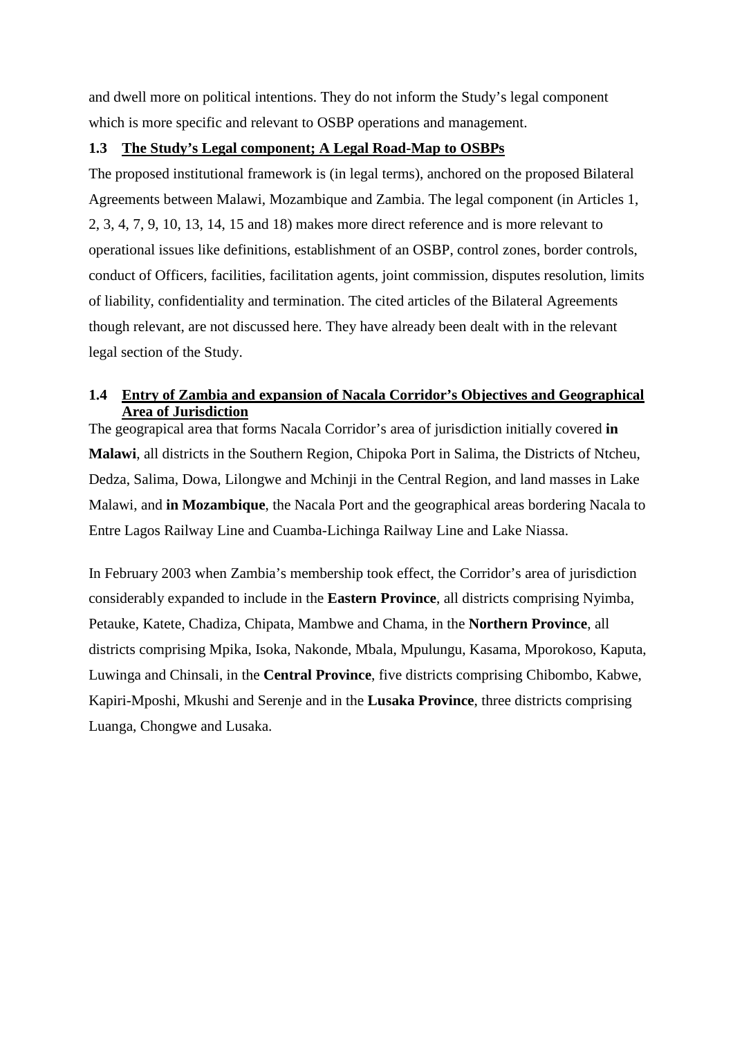and dwell more on political intentions. They do not inform the Study's legal component which is more specific and relevant to OSBP operations and management.

### 1.3 The Study's Legal component; A Legal Road-Map to OSBPs

The proposed institutional framework is (in legal terms), anchored on the proposed Bilateral Agreements between Malawi, Mozambique and Zambia. The legal component (in Articles 1, 2, 3, 4, 7, 9, 10, 13, 14, 15 and 18) makes more direct reference and is more relevant to operational issues like definitions, establishment of an OSBP, control zones, border controls, conduct of Officers, facilities, facilitation agents, joint commission, disputes resolution, limits of liability, confidentiality and termination. The cited articles of the Bilateral Agreements though relevant, are not discussed here. They have already been dealt with in the relevant legal section of the Study.

### 1.4 Entry of Zambia and expansion of Nacala Corridor's Objectives and Geographical Area of Jurisdiction

The geograpical area that forms Nacala Corridor's area of jurisdiction initially covered **in Malawi**, all districts in the Southern Region, Chipoka Port in Salima, the Districts of Ntcheu, Dedza, Salima, Dowa, Lilongwe and Mchinji in the Central Region, and land masses in Lake Malawi, and **in Mozambique**, the Nacala Port and the geographical areas bordering Nacala to Entre Lagos Railway Line and Cuamba-Lichinga Railway Line and Lake Niassa.

In February 2003 when Zambia's membership took effect, the Corridor's area of jurisdiction considerably expanded to include in the **Eastern Province**, all districts comprising Nyimba, Petauke, Katete, Chadiza, Chipata, Mambwe and Chama, in the **Northern Province**, all districts comprising Mpika, Isoka, Nakonde, Mbala, Mpulungu, Kasama, Mporokoso, Kaputa, Luwinga and Chinsali, in the **Central Province**, five districts comprising Chibombo, Kabwe, Kapiri-Mposhi, Mkushi and Serenje and in the **Lusaka Province**, three districts comprising Luanga, Chongwe and Lusaka.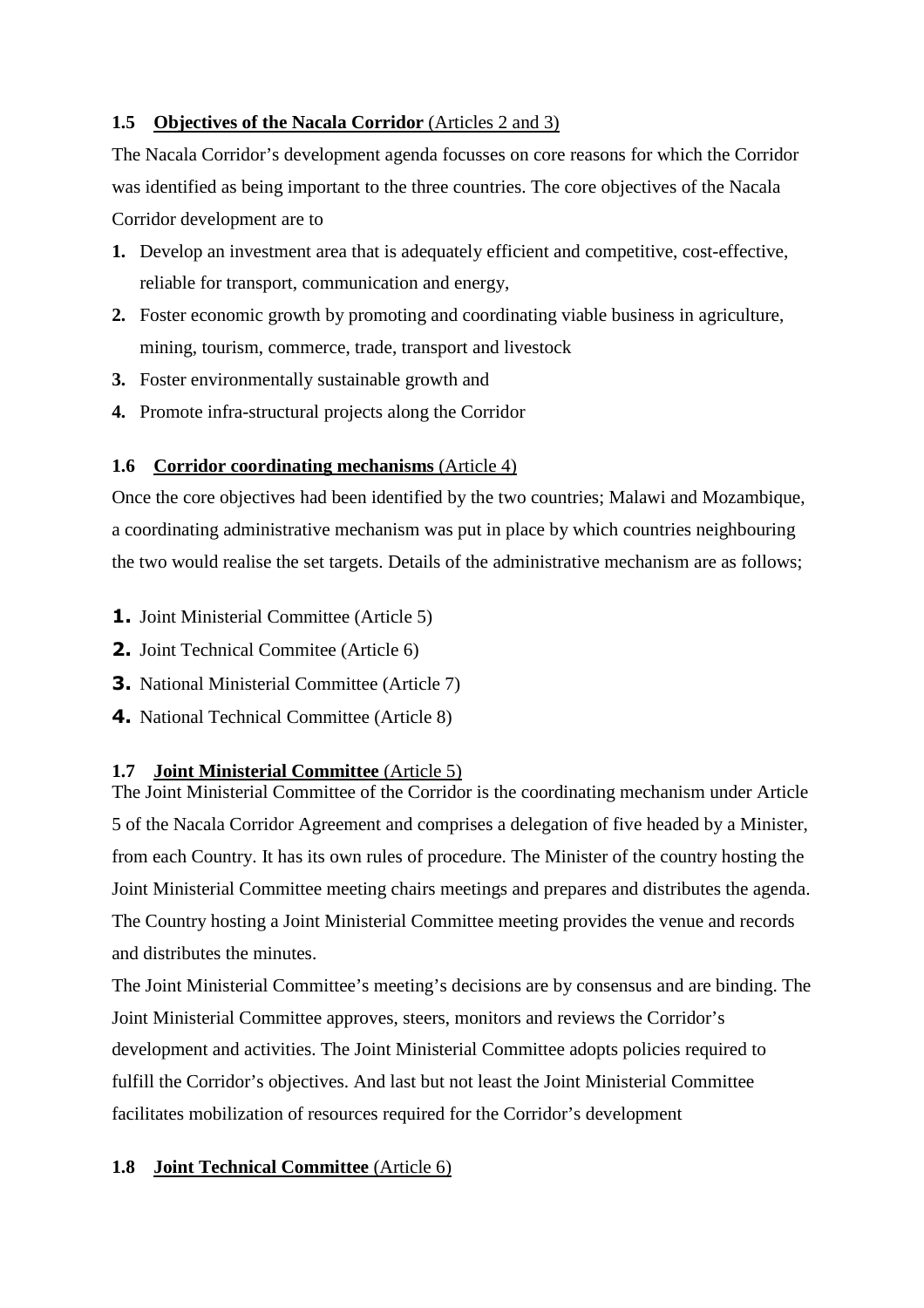### 1.5 **Objectives of the Nacala Corridor** (Articles 2 and 3)

The Nacala Corridor's development agenda focusses on core reasons for which the Corridor was identified as being important to the three countries. The core objectives of the Nacala Corridor development are to

1. Develop an investment area that is adequately efficient and competitive, cost-effective, reliable for transport, communication and energy,
2. Foster economic growth by promoting and coordinating viable business in agriculture, mining, tourism, commerce, trade, transport and livestock
3. Foster environmentally sustainable growth and
4. Promote infra-structural projects along the Corridor

### 1.6 **Corridor coordinating mechanisms** (Article 4)

Once the core objectives had been identified by the two countries; Malawi and Mozambique, a coordinating administrative mechanism was put in place by which countries neighbouring the two would realise the set targets. Details of the administrative mechanism are as follows;

1. Joint Ministerial Committee (Article 5)
2. Joint Technical Commitee (Article 6)
3. National Ministerial Committee (Article 7)
4. National Technical Committee (Article 8)

### 1.7 **Joint Ministerial Committee** (Article 5)

The Joint Ministerial Committee of the Corridor is the coordinating mechanism under Article 5 of the Nacala Corridor Agreement and comprises a delegation of five headed by a Minister, from each Country. It has its own rules of procedure. The Minister of the country hosting the Joint Ministerial Committee meeting chairs meetings and prepares and distributes the agenda. The Country hosting a Joint Ministerial Committee meeting provides the venue and records and distributes the minutes.

The Joint Ministerial Committee's meeting's decisions are by consensus and are binding. The Joint Ministerial Committee approves, steers, monitors and reviews the Corridor's development and activities. The Joint Ministerial Committee adopts policies required to fulfill the Corridor's objectives. And last but not least the Joint Ministerial Committee facilitates mobilization of resources required for the Corridor's development

### 1.8 **Joint Technical Committee** (Article 6)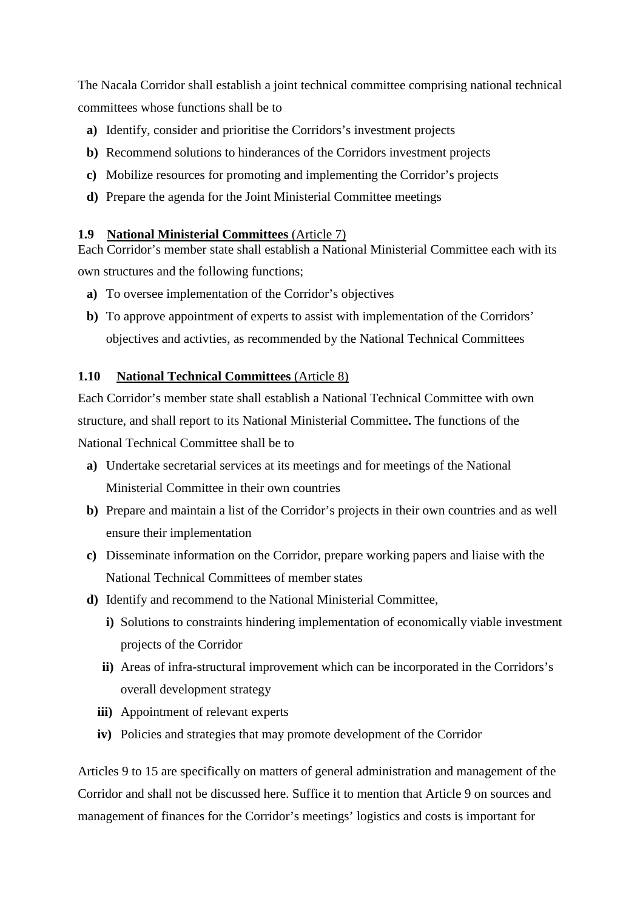The Nacala Corridor shall establish a joint technical committee comprising national technical committees whose functions shall be to

- **a)** Identify, consider and prioritise the Corridors's investment projects
- **b)** Recommend solutions to hinderances of the Corridors investment projects
- **c)** Mobilize resources for promoting and implementing the Corridor's projects
- **d)** Prepare the agenda for the Joint Ministerial Committee meetings

### 1.9 <u>National Ministerial Committees</u> (Article 7)

Each Corridor's member state shall establish a National Ministerial Committee each with its own structures and the following functions;

- **a)** To oversee implementation of the Corridor's objectives
- **b)** To approve appointment of experts to assist with implementation of the Corridors' objectives and activties, as recommended by the National Technical Committees

### 1.10 <u>National Technical Committees</u> (Article 8)

Each Corridor's member state shall establish a National Technical Committee with own structure, and shall report to its National Ministerial Committee**.** The functions of the National Technical Committee shall be to

- **a)** Undertake secretarial services at its meetings and for meetings of the National Ministerial Committee in their own countries
- **b)** Prepare and maintain a list of the Corridor's projects in their own countries and as well ensure their implementation
- **c)** Disseminate information on the Corridor, prepare working papers and liaise with the National Technical Committees of member states
- **d)** Identify and recommend to the National Ministerial Committee,
  - **i)** Solutions to constraints hindering implementation of economically viable investment projects of the Corridor
  - **ii)** Areas of infra-structural improvement which can be incorporated in the Corridors's overall development strategy
  - **iii)** Appointment of relevant experts
  - **iv)** Policies and strategies that may promote development of the Corridor

Articles 9 to 15 are specifically on matters of general administration and management of the Corridor and shall not be discussed here. Suffice it to mention that Article 9 on sources and management of finances for the Corridor's meetings' logistics and costs is important for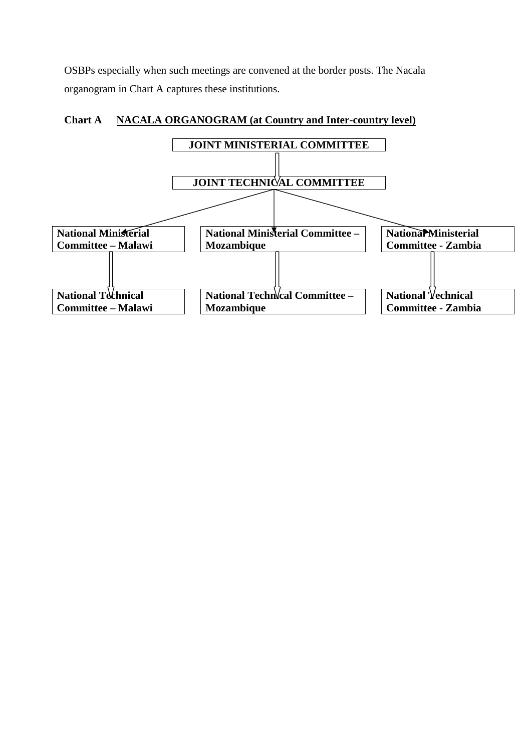OSBPs especially when such meetings are convened at the border posts. The Nacala organogram in Chart A captures these institutions.

**Chart A** **NACALA ORGANOGRAM (at Country and Inter-country level)**

**JOINT MINISTERIAL COMMITTEE**

**JOINT TECHNICAL COMMITTEE**

**National Ministerial Committee – Malawi**

**National Ministerial Committee – Mozambique**

**National Ministerial Committee - Zambia**

**National Technical Committee – Malawi**

**National Technical Committee – Mozambique**

**National Technical Committee - Zambia**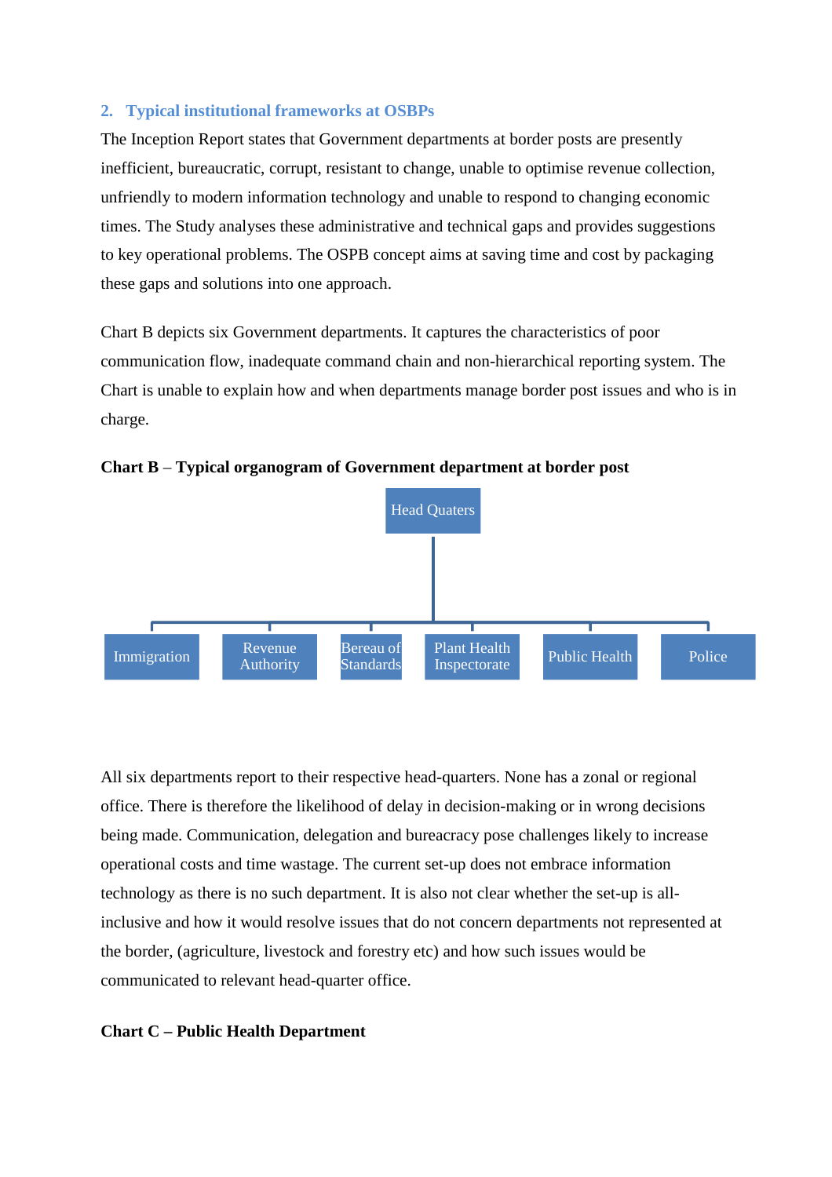## 2. Typical institutional frameworks at OSBPs

The Inception Report states that Government departments at border posts are presently inefficient, bureaucratic, corrupt, resistant to change, unable to optimise revenue collection, unfriendly to modern information technology and unable to respond to changing economic times. The Study analyses these administrative and technical gaps and provides suggestions to key operational problems. The OSPB concept aims at saving time and cost by packaging these gaps and solutions into one approach.

Chart B depicts six Government departments. It captures the characteristics of poor communication flow, inadequate command chain and non-hierarchical reporting system. The Chart is unable to explain how and when departments manage border post issues and who is in charge.

**Chart B – Typical organogram of Government department at border post**

- Head Quaters
  - Immigration
  - Revenue Authority
  - Bereau of Standards
  - Plant Health Inspectorate
  - Public Health
  - Police

All six departments report to their respective head-quarters. None has a zonal or regional office. There is therefore the likelihood of delay in decision-making or in wrong decisions being made. Communication, delegation and bureacracy pose challenges likely to increase operational costs and time wastage. The current set-up does not embrace information technology as there is no such department. It is also not clear whether the set-up is all-inclusive and how it would resolve issues that do not concern departments not represented at the border, (agriculture, livestock and forestry etc) and how such issues would be communicated to relevant head-quarter office.

**Chart C – Public Health Department**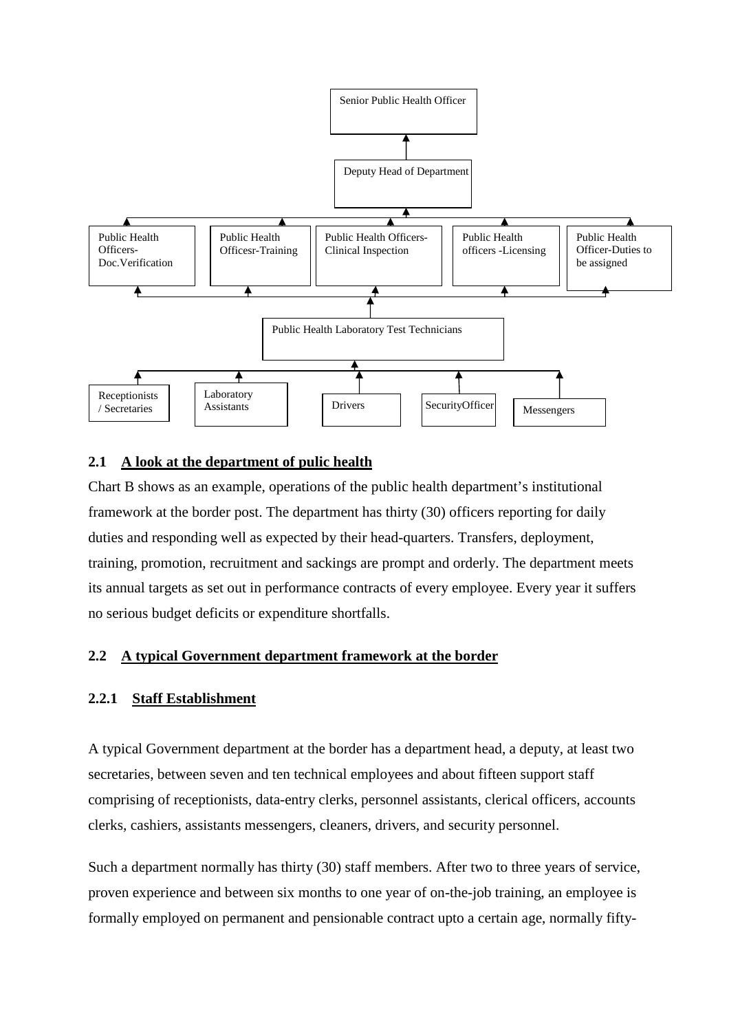Senior Public Health Officer

Deputy Head of Department

Public Health Officers-Doc.Verification | Public Health Officesr-Training | Public Health Officers-Clinical Inspection | Public Health officers -Licensing | Public Health Officer-Duties to be assigned

Public Health Laboratory Test Technicians

Receptionists / Secretaries | Laboratory Assistants | Drivers | SecurityOfficer | Messengers

### 2.1 A look at the department of pulic health

Chart B shows as an example, operations of the public health department's institutional framework at the border post. The department has thirty (30) officers reporting for daily duties and responding well as expected by their head-quarters. Transfers, deployment, training, promotion, recruitment and sackings are prompt and orderly. The department meets its annual targets as set out in performance contracts of every employee. Every year it suffers no serious budget deficits or expenditure shortfalls.

### 2.2 A typical Government department framework at the border

#### 2.2.1 Staff Establishment

A typical Government department at the border has a department head, a deputy, at least two secretaries, between seven and ten technical employees and about fifteen support staff comprising of receptionists, data-entry clerks, personnel assistants, clerical officers, accounts clerks, cashiers, assistants messengers, cleaners, drivers, and security personnel.

Such a department normally has thirty (30) staff members. After two to three years of service, proven experience and between six months to one year of on-the-job training, an employee is formally employed on permanent and pensionable contract upto a certain age, normally fifty-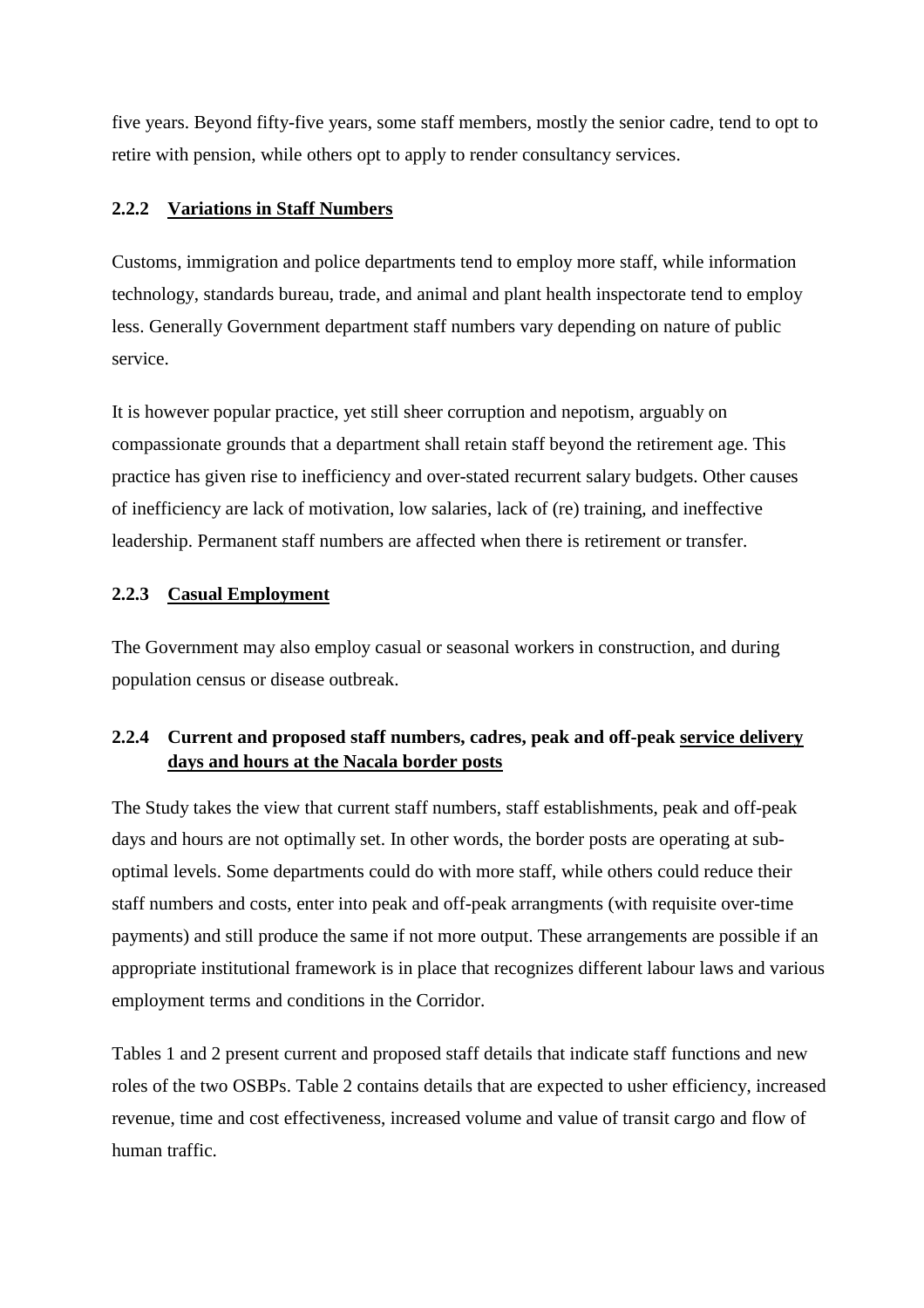five years. Beyond fifty-five years, some staff members, mostly the senior cadre, tend to opt to retire with pension, while others opt to apply to render consultancy services.

### 2.2.2 Variations in Staff Numbers

Customs, immigration and police departments tend to employ more staff, while information technology, standards bureau, trade, and animal and plant health inspectorate tend to employ less. Generally Government department staff numbers vary depending on nature of public service.

It is however popular practice, yet still sheer corruption and nepotism, arguably on compassionate grounds that a department shall retain staff beyond the retirement age. This practice has given rise to inefficiency and over-stated recurrent salary budgets. Other causes of inefficiency are lack of motivation, low salaries, lack of (re) training, and ineffective leadership. Permanent staff numbers are affected when there is retirement or transfer.

### 2.2.3 Casual Employment

The Government may also employ casual or seasonal workers in construction, and during population census or disease outbreak.

### 2.2.4 Current and proposed staff numbers, cadres, peak and off-peak service delivery days and hours at the Nacala border posts

The Study takes the view that current staff numbers, staff establishments, peak and off-peak days and hours are not optimally set. In other words, the border posts are operating at sub-optimal levels. Some departments could do with more staff, while others could reduce their staff numbers and costs, enter into peak and off-peak arrangments (with requisite over-time payments) and still produce the same if not more output. These arrangements are possible if an appropriate institutional framework is in place that recognizes different labour laws and various employment terms and conditions in the Corridor.

Tables 1 and 2 present current and proposed staff details that indicate staff functions and new roles of the two OSBPs. Table 2 contains details that are expected to usher efficiency, increased revenue, time and cost effectiveness, increased volume and value of transit cargo and flow of human traffic.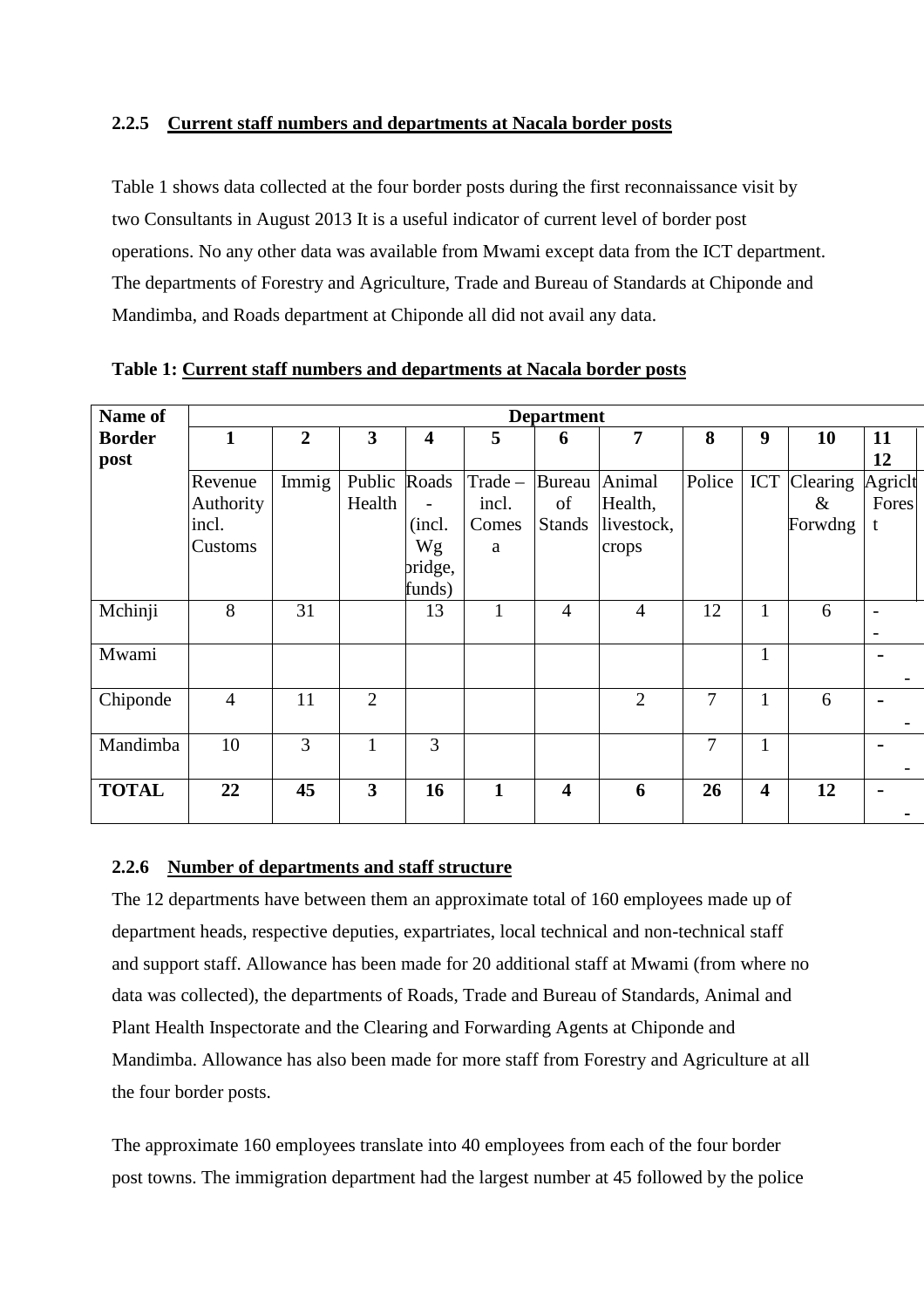### 2.2.5 Current staff numbers and departments at Nacala border posts

Table 1 shows data collected at the four border posts during the first reconnaissance visit by two Consultants in August 2013 It is a useful indicator of current level of border post operations. No any other data was available from Mwami except data from the ICT department. The departments of Forestry and Agriculture, Trade and Bureau of Standards at Chiponde and Mandimba, and Roads department at Chiponde all did not avail any data.

**Table 1: Current staff numbers and departments at Nacala border posts**

| Name of Border post | Department | | | | | | | | | | |
|---|---|---|---|---|---|---|---|---|---|---|---|
| | **1** | **2** | **3** | **4** | **5** | **6** | **7** | **8** | **9** | **10** | **11 12** |
| | Revenue Authority incl. Customs | Immig | Public Health | Roads - (incl. Wg bridge, funds) | Trade – incl. Comesa | Bureau of Stands | Animal Health, livestock, crops | Police | ICT | Clearing & Forwdng | Agriclt Forest |
| Mchinji | 8 | 31 | | 13 | 1 | 4 | 4 | 12 | 1 | 6 | - - |
| Mwami | | | | | | | | | 1 | | - - |
| Chiponde | 4 | 11 | 2 | | | | 2 | 7 | 1 | 6 | - - |
| Mandimba | 10 | 3 | 1 | 3 | | | | 7 | 1 | | - - |
| **TOTAL** | **22** | **45** | **3** | **16** | **1** | **4** | **6** | **26** | **4** | **12** | **- -** |

### 2.2.6 Number of departments and staff structure

The 12 departments have between them an approximate total of 160 employees made up of department heads, respective deputies, expartriates, local technical and non-technical staff and support staff. Allowance has been made for 20 additional staff at Mwami (from where no data was collected), the departments of Roads, Trade and Bureau of Standards, Animal and Plant Health Inspectorate and the Clearing and Forwarding Agents at Chiponde and Mandimba. Allowance has also been made for more staff from Forestry and Agriculture at all the four border posts.

The approximate 160 employees translate into 40 employees from each of the four border post towns. The immigration department had the largest number at 45 followed by the police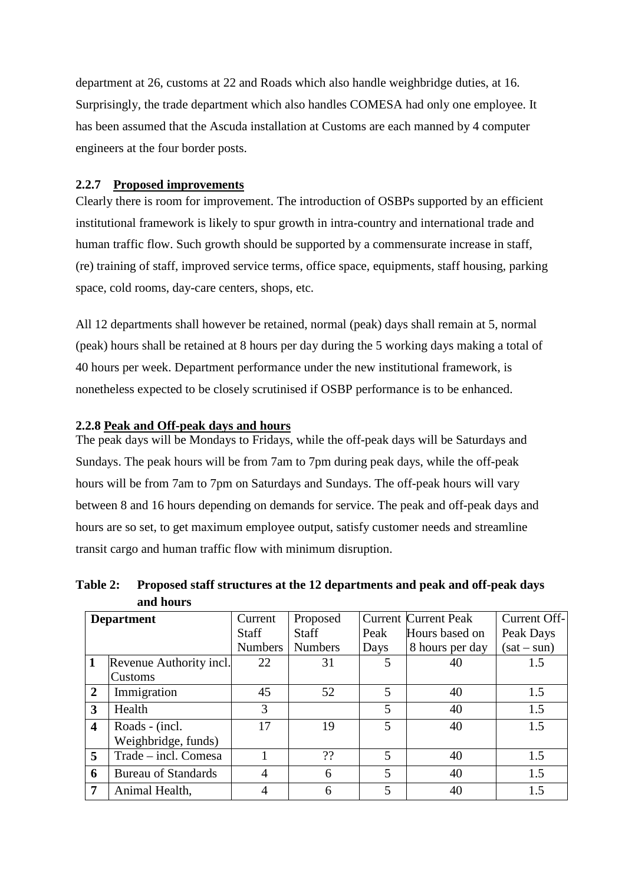department at 26, customs at 22 and Roads which also handle weighbridge duties, at 16. Surprisingly, the trade department which also handles COMESA had only one employee. It has been assumed that the Ascuda installation at Customs are each manned by 4 computer engineers at the four border posts.

### 2.2.7 Proposed improvements

Clearly there is room for improvement. The introduction of OSBPs supported by an efficient institutional framework is likely to spur growth in intra-country and international trade and human traffic flow. Such growth should be supported by a commensurate increase in staff, (re) training of staff, improved service terms, office space, equipments, staff housing, parking space, cold rooms, day-care centers, shops, etc.

All 12 departments shall however be retained, normal (peak) days shall remain at 5, normal (peak) hours shall be retained at 8 hours per day during the 5 working days making a total of 40 hours per week. Department performance under the new institutional framework, is nonetheless expected to be closely scrutinised if OSBP performance is to be enhanced.

### 2.2.8 Peak and Off-peak days and hours

The peak days will be Mondays to Fridays, while the off-peak days will be Saturdays and Sundays. The peak hours will be from 7am to 7pm during peak days, while the off-peak hours will be from 7am to 7pm on Saturdays and Sundays. The off-peak hours will vary between 8 and 16 hours depending on demands for service. The peak and off-peak days and hours are so set, to get maximum employee output, satisfy customer needs and streamline transit cargo and human traffic flow with minimum disruption.

**Table 2: Proposed staff structures at the 12 departments and peak and off-peak days and hours**

| | Department | Current Staff Numbers | Proposed Staff Numbers | Current Peak Days | Current Peak Hours based on 8 hours per day | Current Off-Peak Days (sat – sun) |
|---|---|---|---|---|---|---|
| **1** | Revenue Authority incl. Customs | 22 | 31 | 5 | 40 | 1.5 |
| **2** | Immigration | 45 | 52 | 5 | 40 | 1.5 |
| **3** | Health | 3 | | 5 | 40 | 1.5 |
| **4** | Roads - (incl. Weighbridge, funds) | 17 | 19 | 5 | 40 | 1.5 |
| **5** | Trade – incl. Comesa | 1 | ?? | 5 | 40 | 1.5 |
| **6** | Bureau of Standards | 4 | 6 | 5 | 40 | 1.5 |
| **7** | Animal Health, | 4 | 6 | 5 | 40 | 1.5 |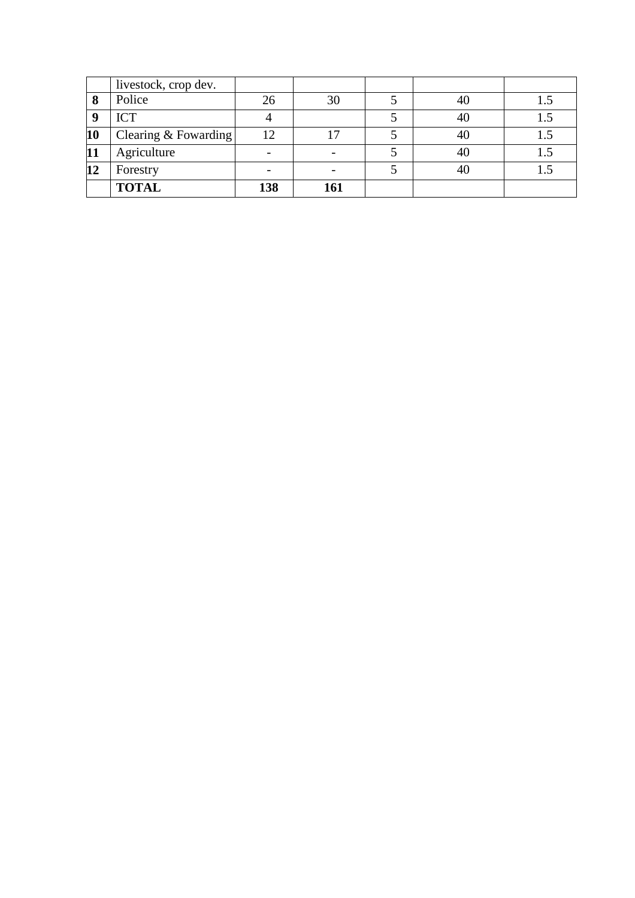| | | | | | | |
|---|---|---|---|---|---|---|
| | livestock, crop dev. | | | | | |
| **8** | Police | 26 | 30 | 5 | 40 | 1.5 |
| **9** | ICT | 4 | | 5 | 40 | 1.5 |
| **10** | Clearing & Fowarding | 12 | 17 | 5 | 40 | 1.5 |
| **11** | Agriculture | - | - | 5 | 40 | 1.5 |
| **12** | Forestry | - | - | 5 | 40 | 1.5 |
| | **TOTAL** | **138** | **161** | | | |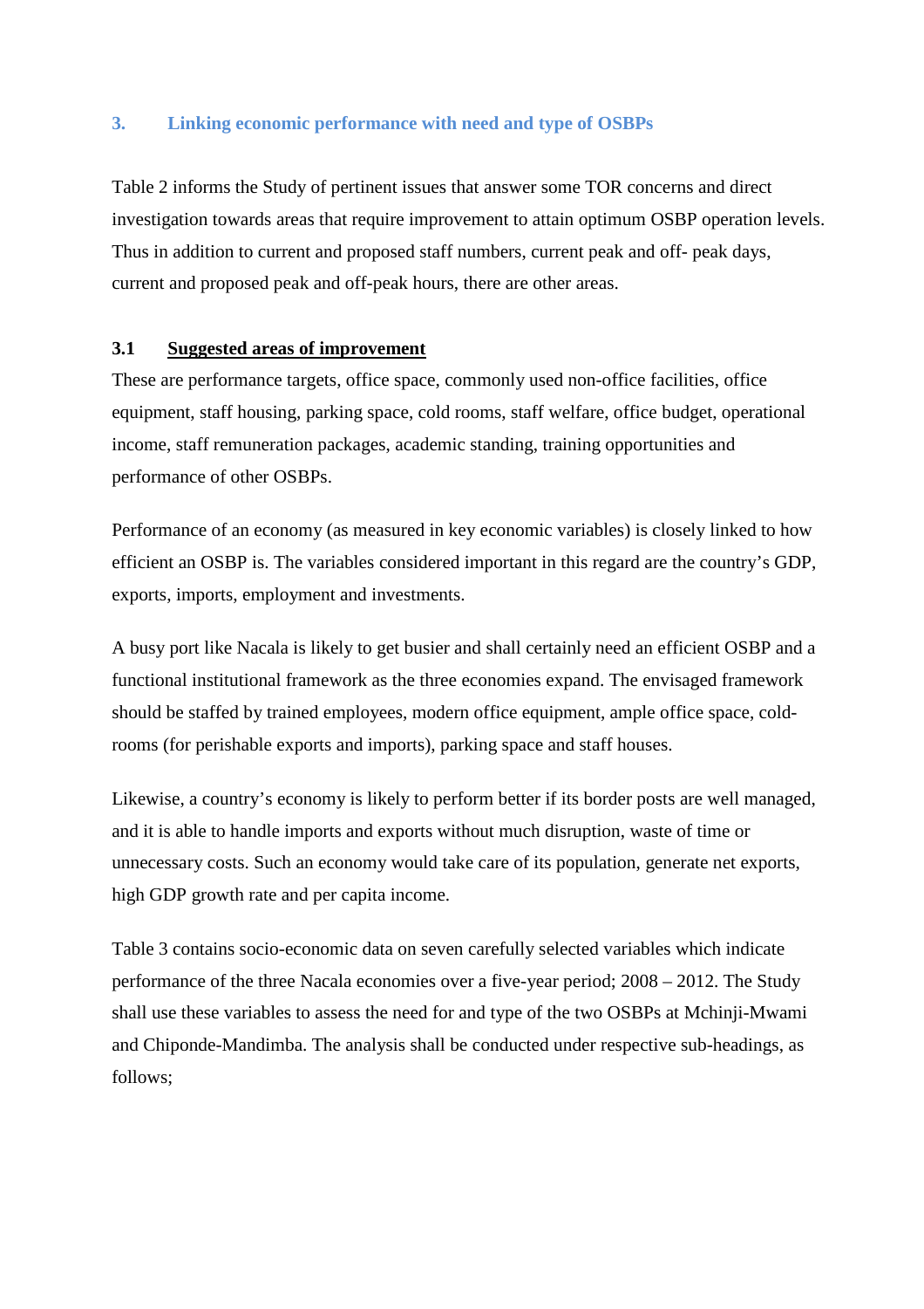## 3. Linking economic performance with need and type of OSBPs

Table 2 informs the Study of pertinent issues that answer some TOR concerns and direct investigation towards areas that require improvement to attain optimum OSBP operation levels. Thus in addition to current and proposed staff numbers, current peak and off- peak days, current and proposed peak and off-peak hours, there are other areas.

### 3.1 Suggested areas of improvement

These are performance targets, office space, commonly used non-office facilities, office equipment, staff housing, parking space, cold rooms, staff welfare, office budget, operational income, staff remuneration packages, academic standing, training opportunities and performance of other OSBPs.

Performance of an economy (as measured in key economic variables) is closely linked to how efficient an OSBP is. The variables considered important in this regard are the country's GDP, exports, imports, employment and investments.

A busy port like Nacala is likely to get busier and shall certainly need an efficient OSBP and a functional institutional framework as the three economies expand. The envisaged framework should be staffed by trained employees, modern office equipment, ample office space, cold-rooms (for perishable exports and imports), parking space and staff houses.

Likewise, a country's economy is likely to perform better if its border posts are well managed, and it is able to handle imports and exports without much disruption, waste of time or unnecessary costs. Such an economy would take care of its population, generate net exports, high GDP growth rate and per capita income.

Table 3 contains socio-economic data on seven carefully selected variables which indicate performance of the three Nacala economies over a five-year period; 2008 – 2012. The Study shall use these variables to assess the need for and type of the two OSBPs at Mchinji-Mwami and Chiponde-Mandimba. The analysis shall be conducted under respective sub-headings, as follows;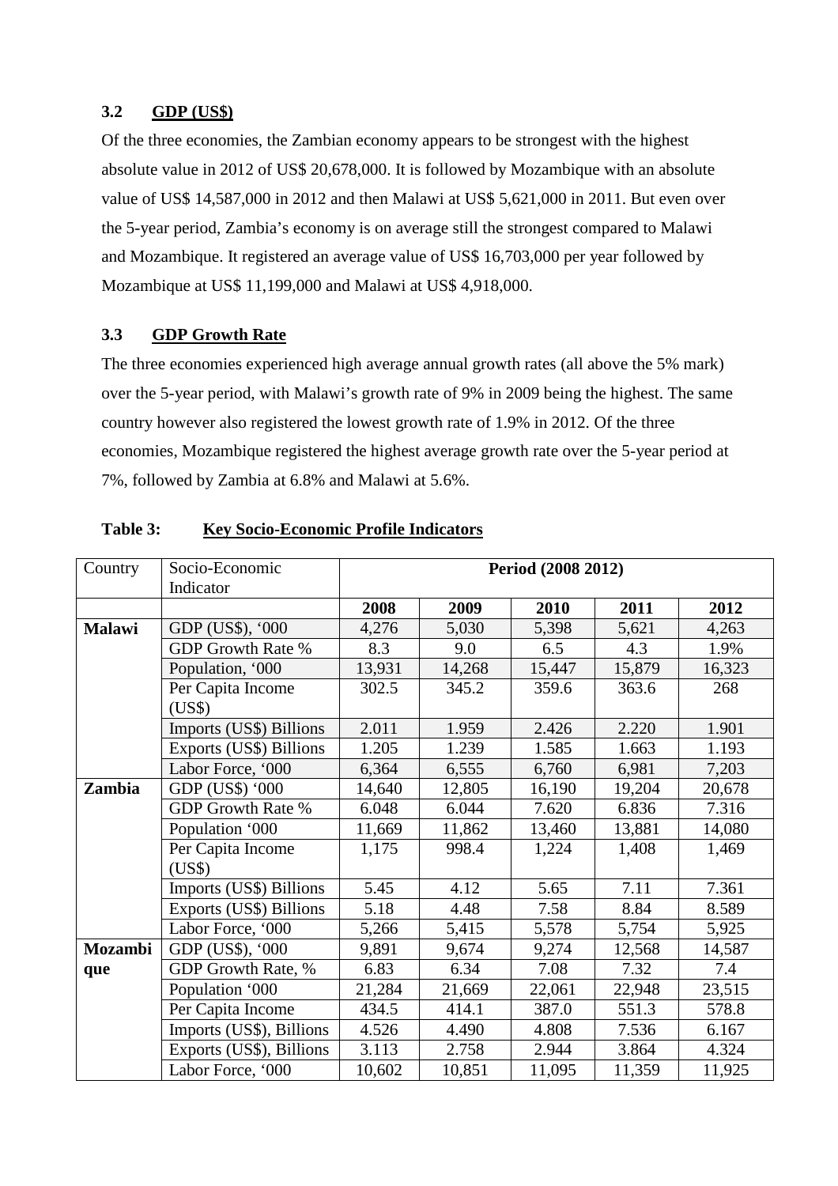### 3.2 GDP (US$)

Of the three economies, the Zambian economy appears to be strongest with the highest absolute value in 2012 of US$ 20,678,000. It is followed by Mozambique with an absolute value of US$ 14,587,000 in 2012 and then Malawi at US$ 5,621,000 in 2011. But even over the 5-year period, Zambia's economy is on average still the strongest compared to Malawi and Mozambique. It registered an average value of US$ 16,703,000 per year followed by Mozambique at US$ 11,199,000 and Malawi at US$ 4,918,000.

### 3.3 GDP Growth Rate

The three economies experienced high average annual growth rates (all above the 5% mark) over the 5-year period, with Malawi's growth rate of 9% in 2009 being the highest. The same country however also registered the lowest growth rate of 1.9% in 2012. Of the three economies, Mozambique registered the highest average growth rate over the 5-year period at 7%, followed by Zambia at 6.8% and Malawi at 5.6%.

**Table 3: Key Socio-Economic Profile Indicators**

| Country | Socio-Economic Indicator | **Period (2008 2012)** | | | | |
|---|---|---|---|---|---|---|
| | | **2008** | **2009** | **2010** | **2011** | **2012** |
| **Malawi** | GDP (US$), '000 | 4,276 | 5,030 | 5,398 | 5,621 | 4,263 |
| | GDP Growth Rate % | 8.3 | 9.0 | 6.5 | 4.3 | 1.9% |
| | Population, '000 | 13,931 | 14,268 | 15,447 | 15,879 | 16,323 |
| | Per Capita Income (US$) | 302.5 | 345.2 | 359.6 | 363.6 | 268 |
| | Imports (US$) Billions | 2.011 | 1.959 | 2.426 | 2.220 | 1.901 |
| | Exports (US$) Billions | 1.205 | 1.239 | 1.585 | 1.663 | 1.193 |
| | Labor Force, '000 | 6,364 | 6,555 | 6,760 | 6,981 | 7,203 |
| **Zambia** | GDP (US$) '000 | 14,640 | 12,805 | 16,190 | 19,204 | 20,678 |
| | GDP Growth Rate % | 6.048 | 6.044 | 7.620 | 6.836 | 7.316 |
| | Population '000 | 11,669 | 11,862 | 13,460 | 13,881 | 14,080 |
| | Per Capita Income (US$) | 1,175 | 998.4 | 1,224 | 1,408 | 1,469 |
| | Imports (US$) Billions | 5.45 | 4.12 | 5.65 | 7.11 | 7.361 |
| | Exports (US$) Billions | 5.18 | 4.48 | 7.58 | 8.84 | 8.589 |
| | Labor Force, '000 | 5,266 | 5,415 | 5,578 | 5,754 | 5,925 |
| **Mozambique** | GDP (US$), '000 | 9,891 | 9,674 | 9,274 | 12,568 | 14,587 |
| | GDP Growth Rate, % | 6.83 | 6.34 | 7.08 | 7.32 | 7.4 |
| | Population '000 | 21,284 | 21,669 | 22,061 | 22,948 | 23,515 |
| | Per Capita Income | 434.5 | 414.1 | 387.0 | 551.3 | 578.8 |
| | Imports (US$), Billions | 4.526 | 4.490 | 4.808 | 7.536 | 6.167 |
| | Exports (US$), Billions | 3.113 | 2.758 | 2.944 | 3.864 | 4.324 |
| | Labor Force, '000 | 10,602 | 10,851 | 11,095 | 11,359 | 11,925 |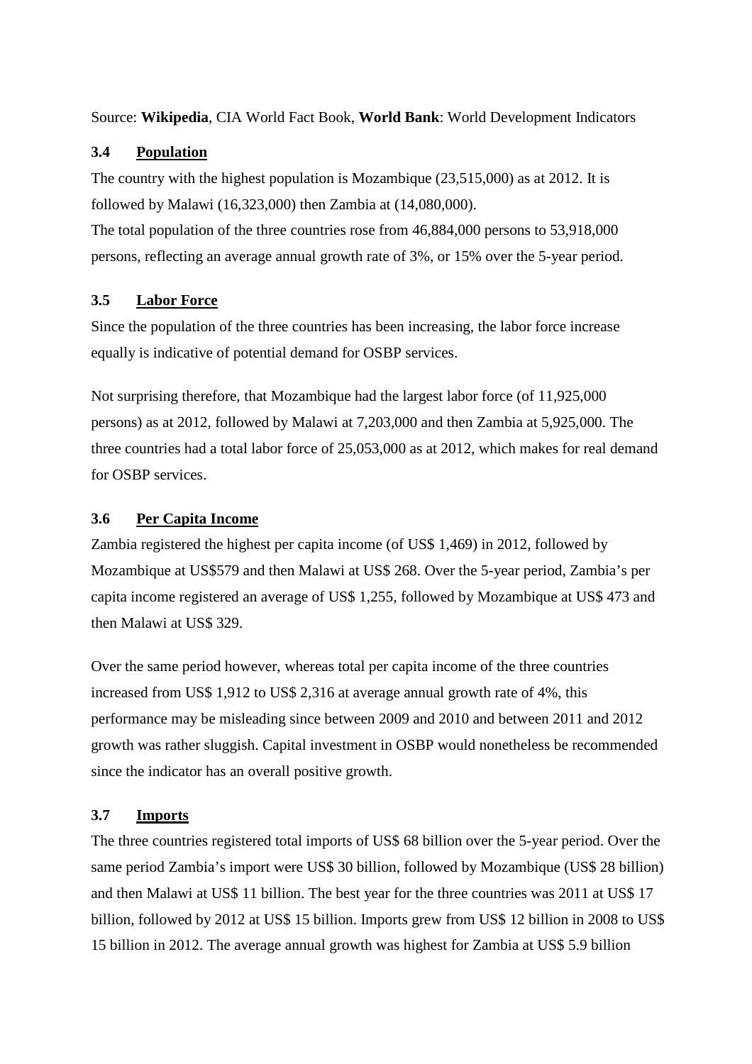Source: **Wikipedia**, CIA World Fact Book, **World Bank**: World Development Indicators

### 3.4 Population

The country with the highest population is Mozambique (23,515,000) as at 2012. It is followed by Malawi (16,323,000) then Zambia at (14,080,000).
The total population of the three countries rose from 46,884,000 persons to 53,918,000 persons, reflecting an average annual growth rate of 3%, or 15% over the 5-year period.

### 3.5 Labor Force

Since the population of the three countries has been increasing, the labor force increase equally is indicative of potential demand for OSBP services.

Not surprising therefore, that Mozambique had the largest labor force (of 11,925,000 persons) as at 2012, followed by Malawi at 7,203,000 and then Zambia at 5,925,000. The three countries had a total labor force of 25,053,000 as at 2012, which makes for real demand for OSBP services.

### 3.6 Per Capita Income

Zambia registered the highest per capita income (of US$ 1,469) in 2012, followed by Mozambique at US$579 and then Malawi at US$ 268. Over the 5-year period, Zambia's per capita income registered an average of US$ 1,255, followed by Mozambique at US$ 473 and then Malawi at US$ 329.

Over the same period however, whereas total per capita income of the three countries increased from US$ 1,912 to US$ 2,316 at average annual growth rate of 4%, this performance may be misleading since between 2009 and 2010 and between 2011 and 2012 growth was rather sluggish. Capital investment in OSBP would nonetheless be recommended since the indicator has an overall positive growth.

### 3.7 Imports

The three countries registered total imports of US$ 68 billion over the 5-year period. Over the same period Zambia's import were US$ 30 billion, followed by Mozambique (US$ 28 billion) and then Malawi at US$ 11 billion. The best year for the three countries was 2011 at US$ 17 billion, followed by 2012 at US$ 15 billion. Imports grew from US$ 12 billion in 2008 to US$ 15 billion in 2012. The average annual growth was highest for Zambia at US$ 5.9 billion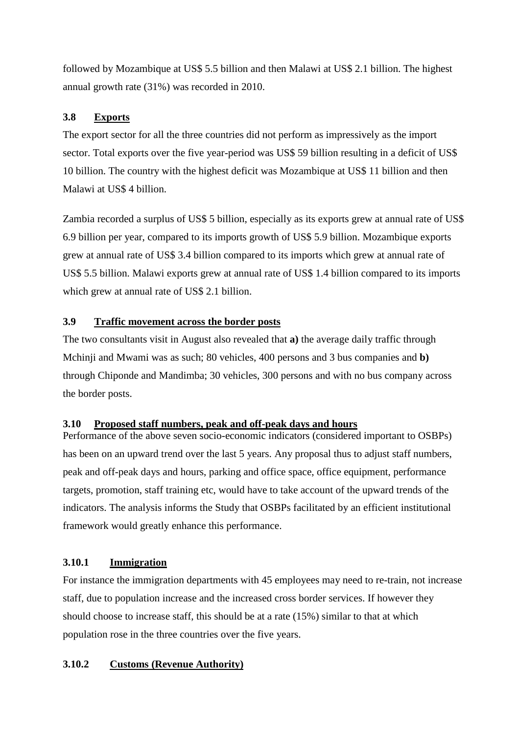followed by Mozambique at US$ 5.5 billion and then Malawi at US$ 2.1 billion. The highest annual growth rate (31%) was recorded in 2010.

### 3.8 Exports

The export sector for all the three countries did not perform as impressively as the import sector. Total exports over the five year-period was US$ 59 billion resulting in a deficit of US$ 10 billion. The country with the highest deficit was Mozambique at US$ 11 billion and then Malawi at US$ 4 billion.

Zambia recorded a surplus of US$ 5 billion, especially as its exports grew at annual rate of US$ 6.9 billion per year, compared to its imports growth of US$ 5.9 billion. Mozambique exports grew at annual rate of US$ 3.4 billion compared to its imports which grew at annual rate of US$ 5.5 billion. Malawi exports grew at annual rate of US$ 1.4 billion compared to its imports which grew at annual rate of US$ 2.1 billion.

### 3.9 Traffic movement across the border posts

The two consultants visit in August also revealed that **a)** the average daily traffic through Mchinji and Mwami was as such; 80 vehicles, 400 persons and 3 bus companies and **b)** through Chiponde and Mandimba; 30 vehicles, 300 persons and with no bus company across the border posts.

### 3.10 Proposed staff numbers, peak and off-peak days and hours

Performance of the above seven socio-economic indicators (considered important to OSBPs) has been on an upward trend over the last 5 years. Any proposal thus to adjust staff numbers, peak and off-peak days and hours, parking and office space, office equipment, performance targets, promotion, staff training etc, would have to take account of the upward trends of the indicators. The analysis informs the Study that OSBPs facilitated by an efficient institutional framework would greatly enhance this performance.

#### 3.10.1 Immigration

For instance the immigration departments with 45 employees may need to re-train, not increase staff, due to population increase and the increased cross border services. If however they should choose to increase staff, this should be at a rate (15%) similar to that at which population rose in the three countries over the five years.

#### 3.10.2 Customs (Revenue Authority)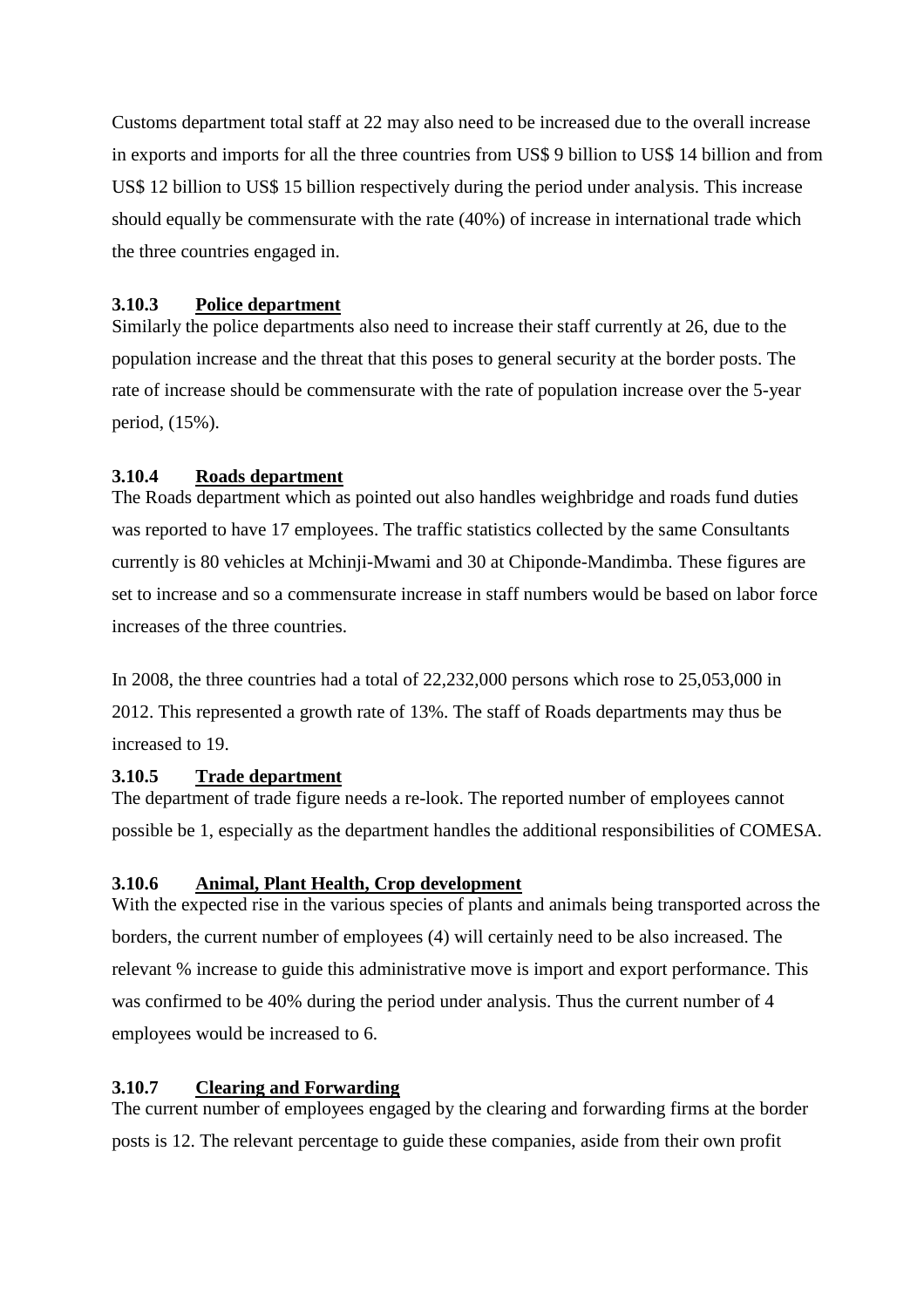Customs department total staff at 22 may also need to be increased due to the overall increase in exports and imports for all the three countries from US$ 9 billion to US$ 14 billion and from US$ 12 billion to US$ 15 billion respectively during the period under analysis. This increase should equally be commensurate with the rate (40%) of increase in international trade which the three countries engaged in.

### 3.10.3 Police department

Similarly the police departments also need to increase their staff currently at 26, due to the population increase and the threat that this poses to general security at the border posts. The rate of increase should be commensurate with the rate of population increase over the 5-year period, (15%).

### 3.10.4 Roads department

The Roads department which as pointed out also handles weighbridge and roads fund duties was reported to have 17 employees. The traffic statistics collected by the same Consultants currently is 80 vehicles at Mchinji-Mwami and 30 at Chiponde-Mandimba. These figures are set to increase and so a commensurate increase in staff numbers would be based on labor force increases of the three countries.

In 2008, the three countries had a total of 22,232,000 persons which rose to 25,053,000 in 2012. This represented a growth rate of 13%. The staff of Roads departments may thus be increased to 19.

### 3.10.5 Trade department

The department of trade figure needs a re-look. The reported number of employees cannot possible be 1, especially as the department handles the additional responsibilities of COMESA.

### 3.10.6 Animal, Plant Health, Crop development

With the expected rise in the various species of plants and animals being transported across the borders, the current number of employees (4) will certainly need to be also increased. The relevant % increase to guide this administrative move is import and export performance. This was confirmed to be 40% during the period under analysis. Thus the current number of 4 employees would be increased to 6.

### 3.10.7 Clearing and Forwarding

The current number of employees engaged by the clearing and forwarding firms at the border posts is 12. The relevant percentage to guide these companies, aside from their own profit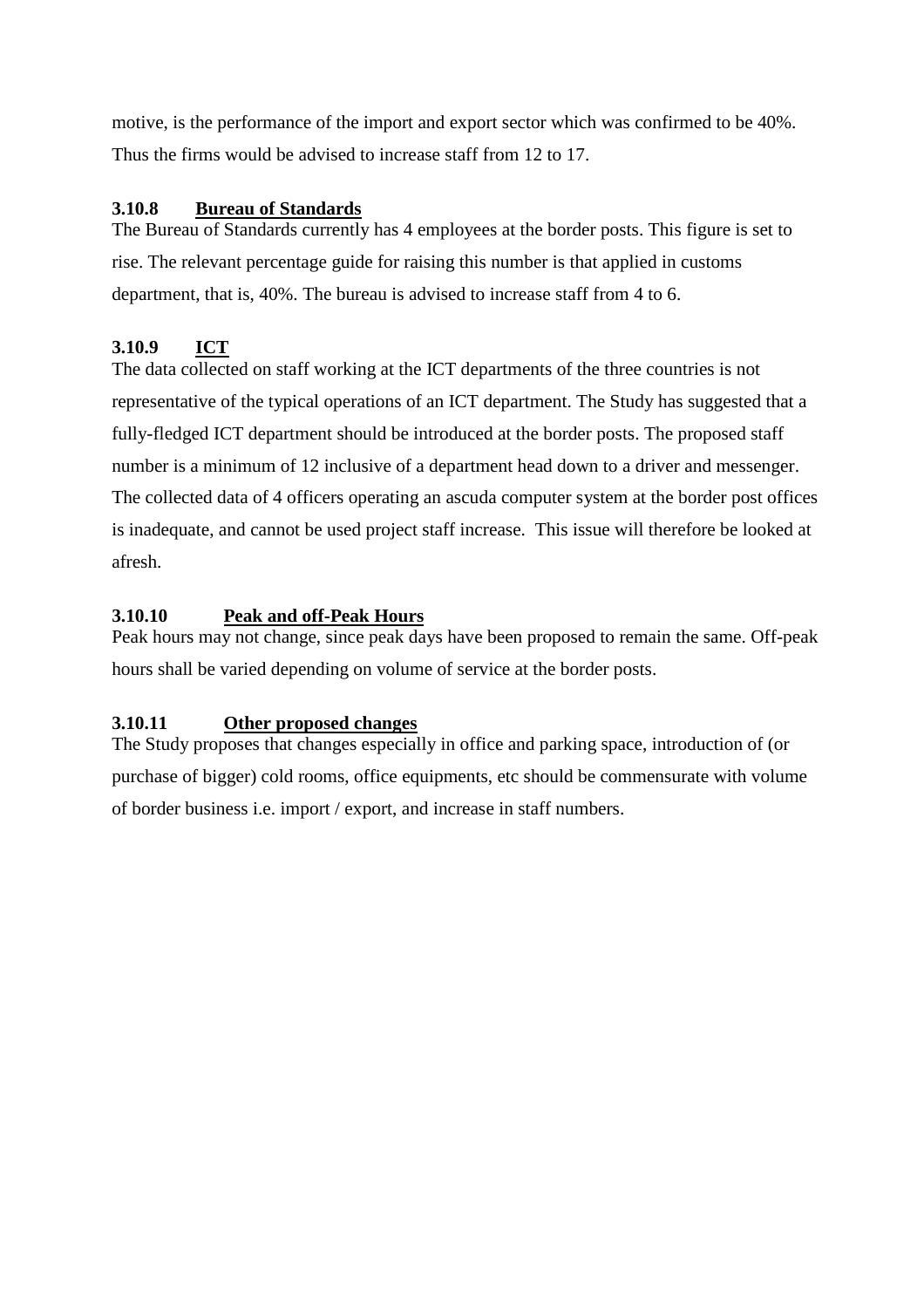motive, is the performance of the import and export sector which was confirmed to be 40%. Thus the firms would be advised to increase staff from 12 to 17.

### 3.10.8 Bureau of Standards

The Bureau of Standards currently has 4 employees at the border posts. This figure is set to rise. The relevant percentage guide for raising this number is that applied in customs department, that is, 40%. The bureau is advised to increase staff from 4 to 6.

### 3.10.9 ICT

The data collected on staff working at the ICT departments of the three countries is not representative of the typical operations of an ICT department. The Study has suggested that a fully-fledged ICT department should be introduced at the border posts. The proposed staff number is a minimum of 12 inclusive of a department head down to a driver and messenger. The collected data of 4 officers operating an ascuda computer system at the border post offices is inadequate, and cannot be used project staff increase. This issue will therefore be looked at afresh.

### 3.10.10 Peak and off-Peak Hours

Peak hours may not change, since peak days have been proposed to remain the same. Off-peak hours shall be varied depending on volume of service at the border posts.

### 3.10.11 Other proposed changes

The Study proposes that changes especially in office and parking space, introduction of (or purchase of bigger) cold rooms, office equipments, etc should be commensurate with volume of border business i.e. import / export, and increase in staff numbers.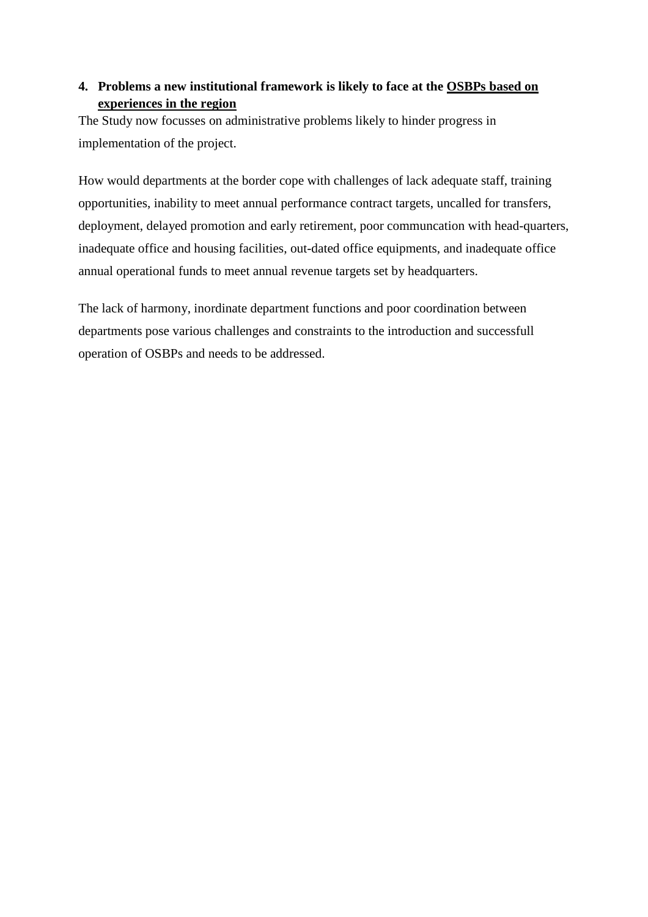## 4. Problems a new institutional framework is likely to face at the OSBPs based on experiences in the region

The Study now focusses on administrative problems likely to hinder progress in implementation of the project.

How would departments at the border cope with challenges of lack adequate staff, training opportunities, inability to meet annual performance contract targets, uncalled for transfers, deployment, delayed promotion and early retirement, poor communcation with head-quarters, inadequate office and housing facilities, out-dated office equipments, and inadequate office annual operational funds to meet annual revenue targets set by headquarters.

The lack of harmony, inordinate department functions and poor coordination between departments pose various challenges and constraints to the introduction and successfull operation of OSBPs and needs to be addressed.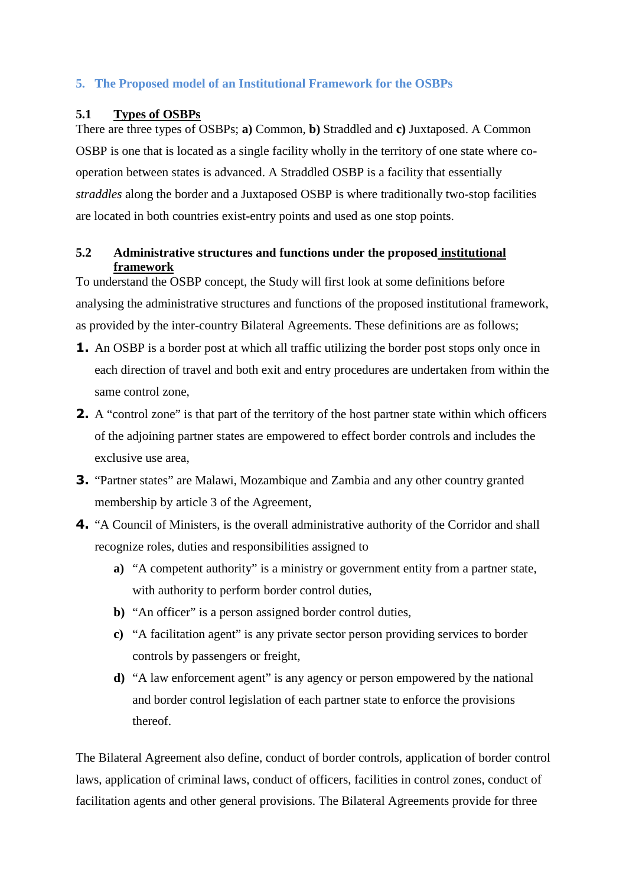## 5. The Proposed model of an Institutional Framework for the OSBPs

### 5.1 Types of OSBPs

There are three types of OSBPs; **a)** Common, **b)** Straddled and **c)** Juxtaposed. A Common OSBP is one that is located as a single facility wholly in the territory of one state where co-operation between states is advanced. A Straddled OSBP is a facility that essentially *straddles* along the border and a Juxtaposed OSBP is where traditionally two-stop facilities are located in both countries exist-entry points and used as one stop points.

### 5.2 Administrative structures and functions under the proposed institutional framework

To understand the OSBP concept, the Study will first look at some definitions before analysing the administrative structures and functions of the proposed institutional framework, as provided by the inter-country Bilateral Agreements. These definitions are as follows;

1. An OSBP is a border post at which all traffic utilizing the border post stops only once in each direction of travel and both exit and entry procedures are undertaken from within the same control zone,
2. A "control zone" is that part of the territory of the host partner state within which officers of the adjoining partner states are empowered to effect border controls and includes the exclusive use area,
3. "Partner states" are Malawi, Mozambique and Zambia and any other country granted membership by article 3 of the Agreement,
4. "A Council of Ministers, is the overall administrative authority of the Corridor and shall recognize roles, duties and responsibilities assigned to
   - **a)** "A competent authority" is a ministry or government entity from a partner state, with authority to perform border control duties,
   - **b)** "An officer" is a person assigned border control duties,
   - **c)** "A facilitation agent" is any private sector person providing services to border controls by passengers or freight,
   - **d)** "A law enforcement agent" is any agency or person empowered by the national and border control legislation of each partner state to enforce the provisions thereof.

The Bilateral Agreement also define, conduct of border controls, application of border control laws, application of criminal laws, conduct of officers, facilities in control zones, conduct of facilitation agents and other general provisions. The Bilateral Agreements provide for three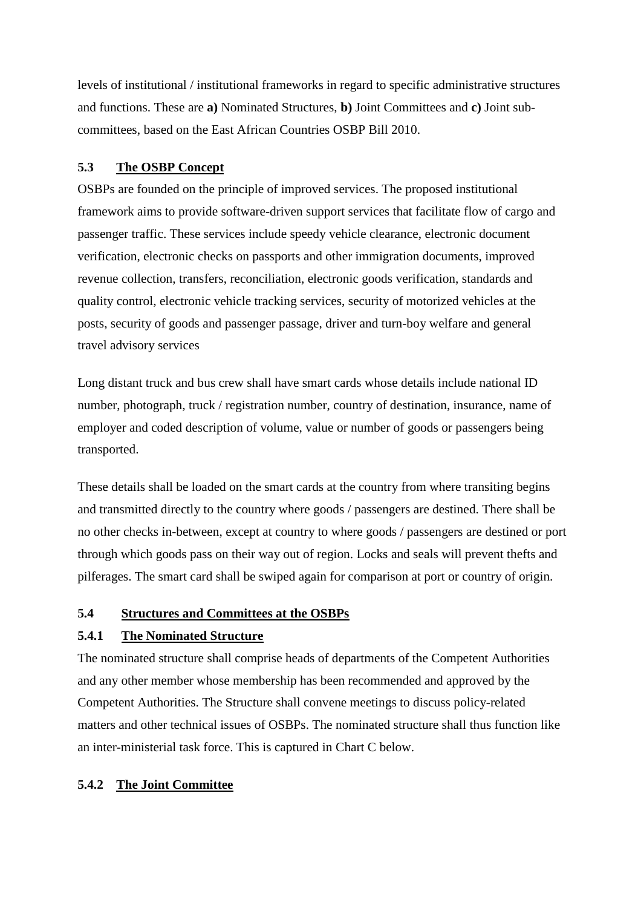levels of institutional / institutional frameworks in regard to specific administrative structures and functions. These are **a)** Nominated Structures, **b)** Joint Committees and **c)** Joint sub-committees, based on the East African Countries OSBP Bill 2010.

## 5.3 The OSBP Concept

OSBPs are founded on the principle of improved services. The proposed institutional framework aims to provide software-driven support services that facilitate flow of cargo and passenger traffic. These services include speedy vehicle clearance, electronic document verification, electronic checks on passports and other immigration documents, improved revenue collection, transfers, reconciliation, electronic goods verification, standards and quality control, electronic vehicle tracking services, security of motorized vehicles at the posts, security of goods and passenger passage, driver and turn-boy welfare and general travel advisory services

Long distant truck and bus crew shall have smart cards whose details include national ID number, photograph, truck / registration number, country of destination, insurance, name of employer and coded description of volume, value or number of goods or passengers being transported.

These details shall be loaded on the smart cards at the country from where transiting begins and transmitted directly to the country where goods / passengers are destined. There shall be no other checks in-between, except at country to where goods / passengers are destined or port through which goods pass on their way out of region. Locks and seals will prevent thefts and pilferages. The smart card shall be swiped again for comparison at port or country of origin.

## 5.4 Structures and Committees at the OSBPs

### 5.4.1 The Nominated Structure

The nominated structure shall comprise heads of departments of the Competent Authorities and any other member whose membership has been recommended and approved by the Competent Authorities. The Structure shall convene meetings to discuss policy-related matters and other technical issues of OSBPs. The nominated structure shall thus function like an inter-ministerial task force. This is captured in Chart C below.

### 5.4.2 The Joint Committee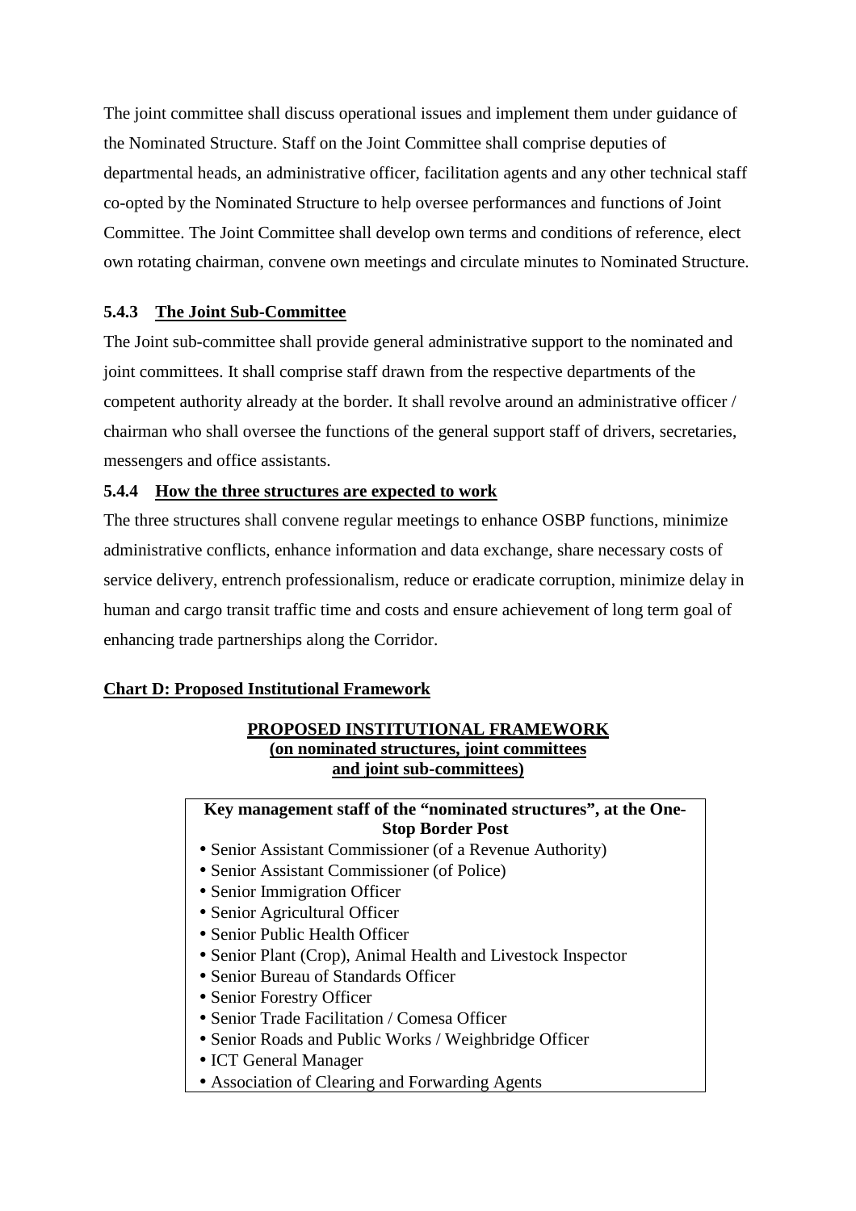The joint committee shall discuss operational issues and implement them under guidance of the Nominated Structure. Staff on the Joint Committee shall comprise deputies of departmental heads, an administrative officer, facilitation agents and any other technical staff co-opted by the Nominated Structure to help oversee performances and functions of Joint Committee. The Joint Committee shall develop own terms and conditions of reference, elect own rotating chairman, convene own meetings and circulate minutes to Nominated Structure.

### 5.4.3 The Joint Sub-Committee

The Joint sub-committee shall provide general administrative support to the nominated and joint committees. It shall comprise staff drawn from the respective departments of the competent authority already at the border. It shall revolve around an administrative officer / chairman who shall oversee the functions of the general support staff of drivers, secretaries, messengers and office assistants.

### 5.4.4 How the three structures are expected to work

The three structures shall convene regular meetings to enhance OSBP functions, minimize administrative conflicts, enhance information and data exchange, share necessary costs of service delivery, entrench professionalism, reduce or eradicate corruption, minimize delay in human and cargo transit traffic time and costs and ensure achievement of long term goal of enhancing trade partnerships along the Corridor.

**Chart D: Proposed Institutional Framework**

**PROPOSED INSTITUTIONAL FRAMEWORK**
**(on nominated structures, joint committees and joint sub-committees)**

**Key management staff of the "nominated structures", at the One-Stop Border Post**

- Senior Assistant Commissioner (of a Revenue Authority)
- Senior Assistant Commissioner (of Police)
- Senior Immigration Officer
- Senior Agricultural Officer
- Senior Public Health Officer
- Senior Plant (Crop), Animal Health and Livestock Inspector
- Senior Bureau of Standards Officer
- Senior Forestry Officer
- Senior Trade Facilitation / Comesa Officer
- Senior Roads and Public Works / Weighbridge Officer
- ICT General Manager
- Association of Clearing and Forwarding Agents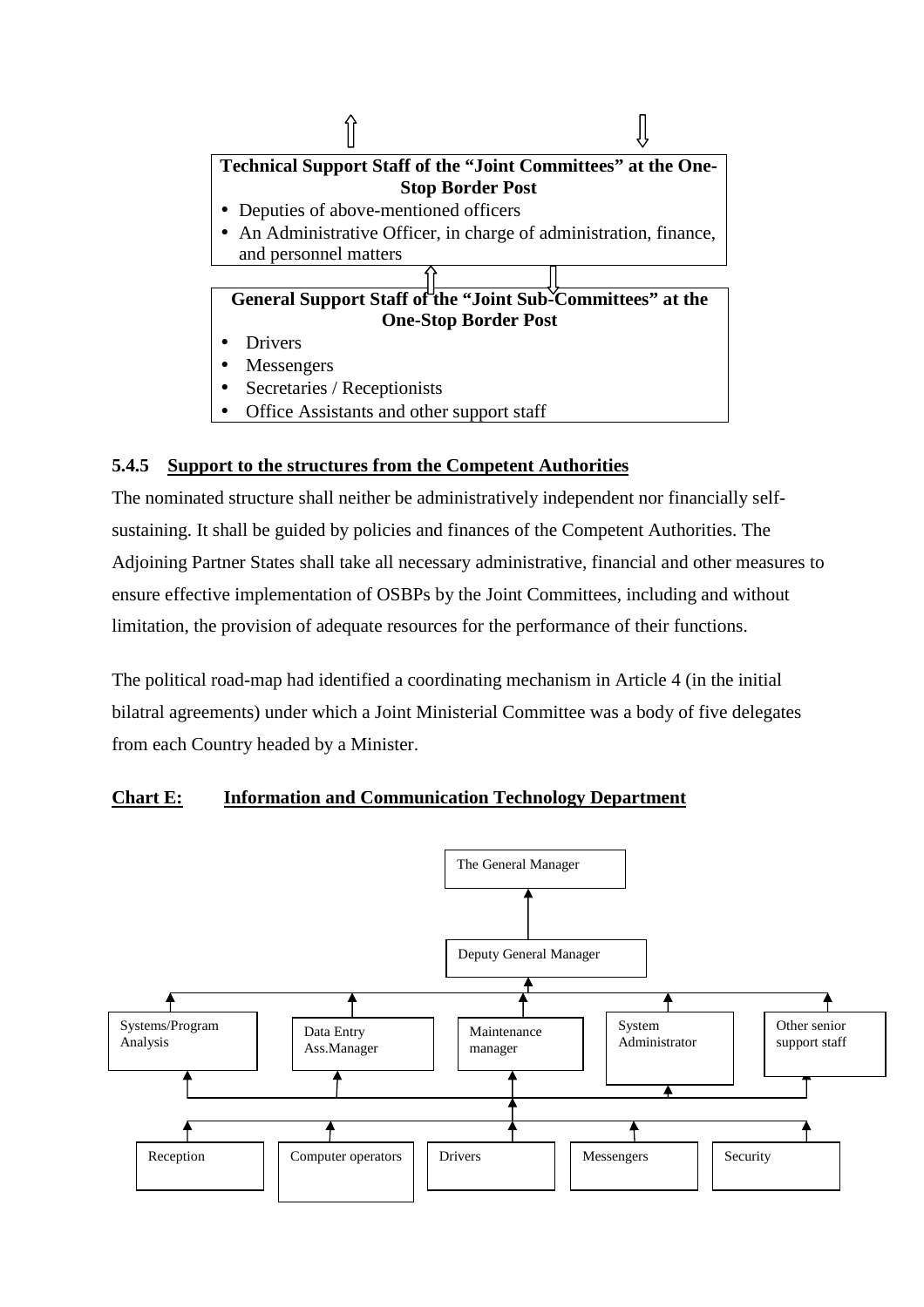**Technical Support Staff of the "Joint Committees" at the One-Stop Border Post**

- Deputies of above-mentioned officers
- An Administrative Officer, in charge of administration, finance, and personnel matters

**General Support Staff of the "Joint Sub-Committees" at the One-Stop Border Post**

- Drivers
- Messengers
- Secretaries / Receptionists
- Office Assistants and other support staff

#### 5.4.5 Support to the structures from the Competent Authorities

The nominated structure shall neither be administratively independent nor financially self-sustaining. It shall be guided by policies and finances of the Competent Authorities. The Adjoining Partner States shall take all necessary administrative, financial and other measures to ensure effective implementation of OSBPs by the Joint Committees, including and without limitation, the provision of adequate resources for the performance of their functions.

The political road-map had identified a coordinating mechanism in Article 4 (in the initial bilatral agreements) under which a Joint Ministerial Committee was a body of five delegates from each Country headed by a Minister.

**Chart E: Information and Communication Technology Department**

The General Manager

Deputy General Manager

Systems/Program Analysis | Data Entry Ass.Manager | Maintenance manager | System Administrator | Other senior support staff

Reception | Computer operators | Drivers | Messengers | Security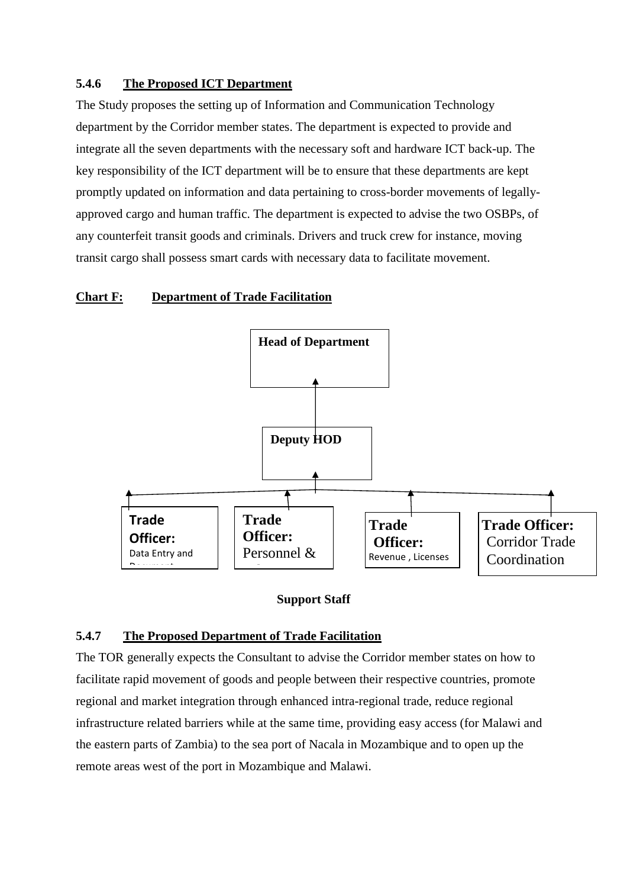### 5.4.6 The Proposed ICT Department

The Study proposes the setting up of Information and Communication Technology department by the Corridor member states. The department is expected to provide and integrate all the seven departments with the necessary soft and hardware ICT back-up. The key responsibility of the ICT department will be to ensure that these departments are kept promptly updated on information and data pertaining to cross-border movements of legally-approved cargo and human traffic. The department is expected to advise the two OSBPs, of any counterfeit transit goods and criminals. Drivers and truck crew for instance, moving transit cargo shall possess smart cards with necessary data to facilitate movement.

**Chart F: Department of Trade Facilitation**

**Head of Department**

**Deputy HOD**

- **Trade Officer:** Data Entry and Document...
- **Trade Officer:** Personnel & ...
- **Trade Officer:** Revenue , Licenses
- **Trade Officer:** Corridor Trade Coordination

**Support Staff**

### 5.4.7 The Proposed Department of Trade Facilitation

The TOR generally expects the Consultant to advise the Corridor member states on how to facilitate rapid movement of goods and people between their respective countries, promote regional and market integration through enhanced intra-regional trade, reduce regional infrastructure related barriers while at the same time, providing easy access (for Malawi and the eastern parts of Zambia) to the sea port of Nacala in Mozambique and to open up the remote areas west of the port in Mozambique and Malawi.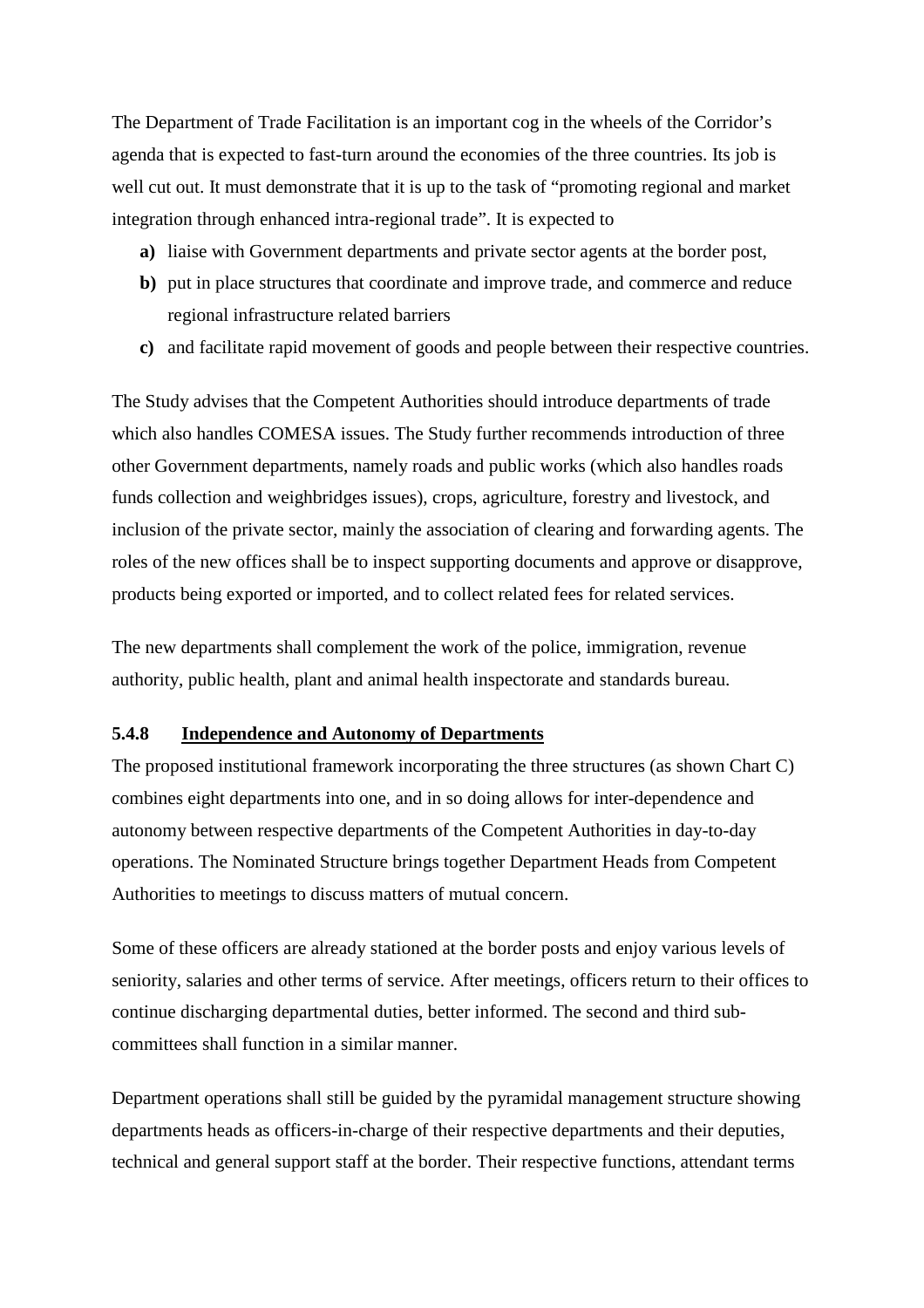The Department of Trade Facilitation is an important cog in the wheels of the Corridor's agenda that is expected to fast-turn around the economies of the three countries. Its job is well cut out. It must demonstrate that it is up to the task of "promoting regional and market integration through enhanced intra-regional trade". It is expected to

- **a)** liaise with Government departments and private sector agents at the border post,
- **b)** put in place structures that coordinate and improve trade, and commerce and reduce regional infrastructure related barriers
- **c)** and facilitate rapid movement of goods and people between their respective countries.

The Study advises that the Competent Authorities should introduce departments of trade which also handles COMESA issues. The Study further recommends introduction of three other Government departments, namely roads and public works (which also handles roads funds collection and weighbridges issues), crops, agriculture, forestry and livestock, and inclusion of the private sector, mainly the association of clearing and forwarding agents. The roles of the new offices shall be to inspect supporting documents and approve or disapprove, products being exported or imported, and to collect related fees for related services.

The new departments shall complement the work of the police, immigration, revenue authority, public health, plant and animal health inspectorate and standards bureau.

### 5.4.8 Independence and Autonomy of Departments

The proposed institutional framework incorporating the three structures (as shown Chart C) combines eight departments into one, and in so doing allows for inter-dependence and autonomy between respective departments of the Competent Authorities in day-to-day operations. The Nominated Structure brings together Department Heads from Competent Authorities to meetings to discuss matters of mutual concern.

Some of these officers are already stationed at the border posts and enjoy various levels of seniority, salaries and other terms of service. After meetings, officers return to their offices to continue discharging departmental duties, better informed. The second and third sub-committees shall function in a similar manner.

Department operations shall still be guided by the pyramidal management structure showing departments heads as officers-in-charge of their respective departments and their deputies, technical and general support staff at the border. Their respective functions, attendant terms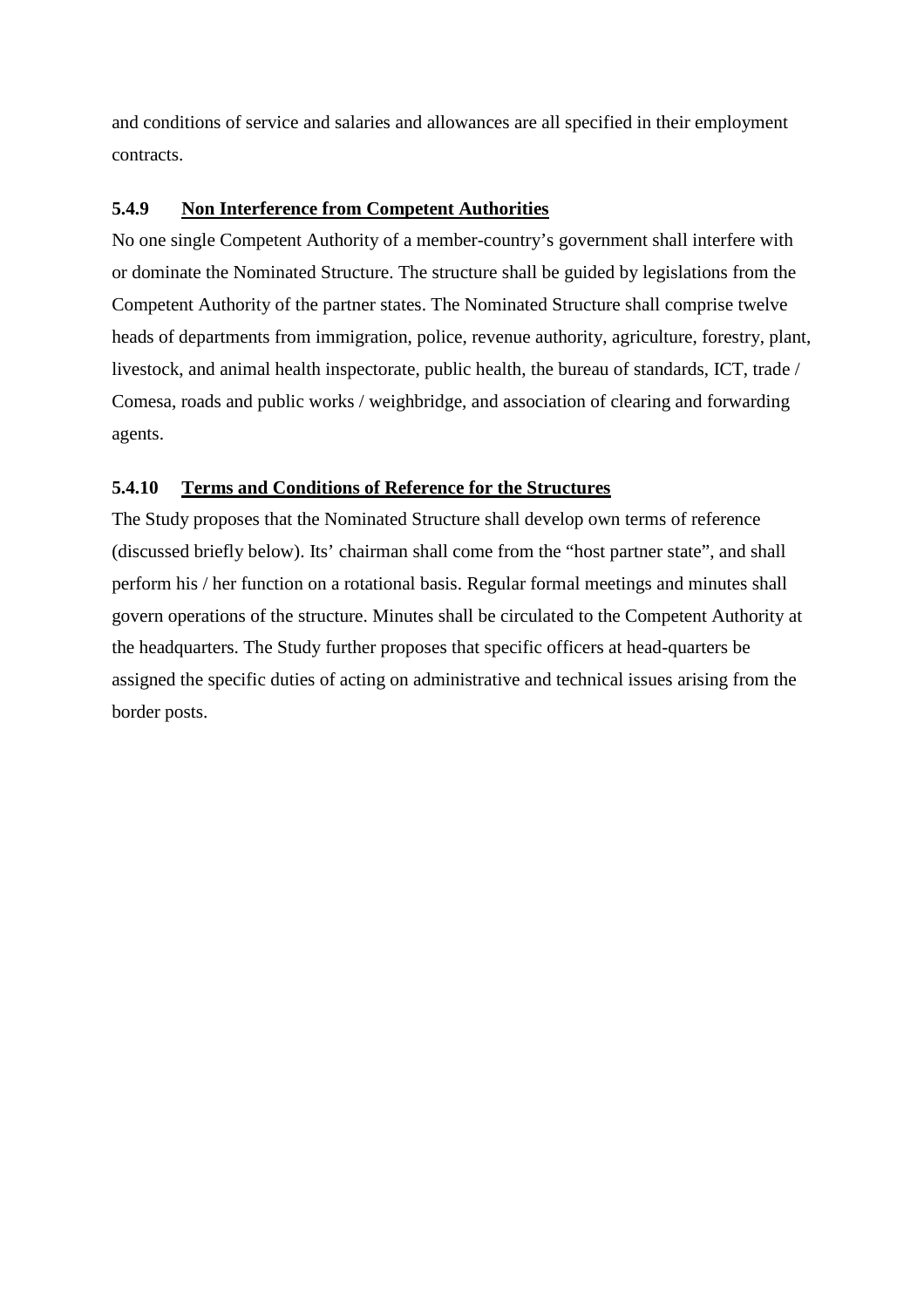and conditions of service and salaries and allowances are all specified in their employment contracts.

### 5.4.9 Non Interference from Competent Authorities

No one single Competent Authority of a member-country's government shall interfere with or dominate the Nominated Structure. The structure shall be guided by legislations from the Competent Authority of the partner states. The Nominated Structure shall comprise twelve heads of departments from immigration, police, revenue authority, agriculture, forestry, plant, livestock, and animal health inspectorate, public health, the bureau of standards, ICT, trade / Comesa, roads and public works / weighbridge, and association of clearing and forwarding agents.

### 5.4.10 Terms and Conditions of Reference for the Structures

The Study proposes that the Nominated Structure shall develop own terms of reference (discussed briefly below). Its' chairman shall come from the "host partner state", and shall perform his / her function on a rotational basis. Regular formal meetings and minutes shall govern operations of the structure. Minutes shall be circulated to the Competent Authority at the headquarters. The Study further proposes that specific officers at head-quarters be assigned the specific duties of acting on administrative and technical issues arising from the border posts.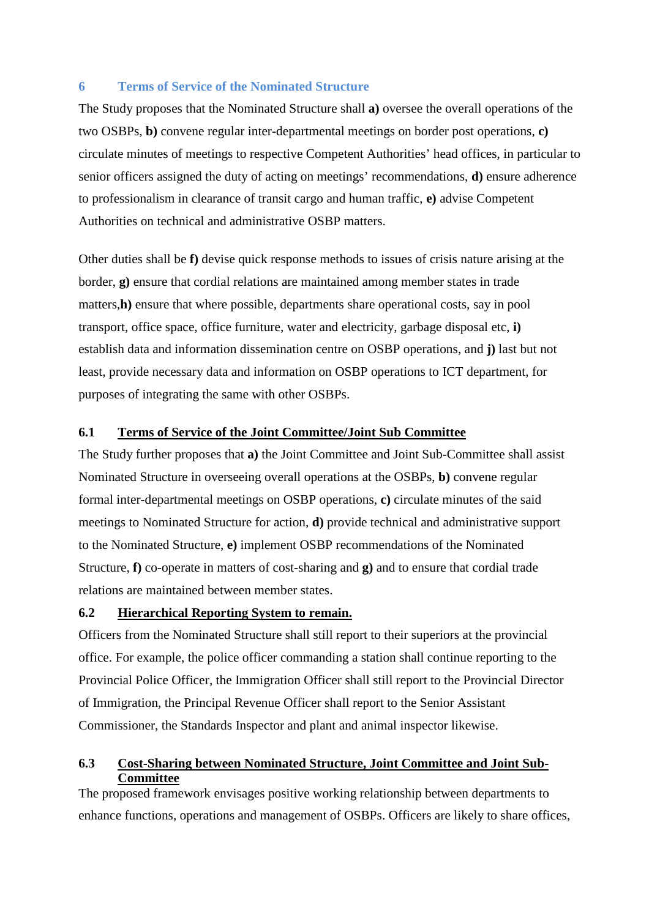## 6 Terms of Service of the Nominated Structure

The Study proposes that the Nominated Structure shall **a)** oversee the overall operations of the two OSBPs, **b)** convene regular inter-departmental meetings on border post operations, **c)** circulate minutes of meetings to respective Competent Authorities' head offices, in particular to senior officers assigned the duty of acting on meetings' recommendations, **d)** ensure adherence to professionalism in clearance of transit cargo and human traffic, **e)** advise Competent Authorities on technical and administrative OSBP matters.

Other duties shall be **f)** devise quick response methods to issues of crisis nature arising at the border, **g)** ensure that cordial relations are maintained among member states in trade matters,**h)** ensure that where possible, departments share operational costs, say in pool transport, office space, office furniture, water and electricity, garbage disposal etc, **i)** establish data and information dissemination centre on OSBP operations, and **j)** last but not least, provide necessary data and information on OSBP operations to ICT department, for purposes of integrating the same with other OSBPs.

### 6.1 Terms of Service of the Joint Committee/Joint Sub Committee

The Study further proposes that **a)** the Joint Committee and Joint Sub-Committee shall assist Nominated Structure in overseeing overall operations at the OSBPs, **b)** convene regular formal inter-departmental meetings on OSBP operations, **c)** circulate minutes of the said meetings to Nominated Structure for action, **d)** provide technical and administrative support to the Nominated Structure, **e)** implement OSBP recommendations of the Nominated Structure, **f)** co-operate in matters of cost-sharing and **g)** and to ensure that cordial trade relations are maintained between member states.

### 6.2 Hierarchical Reporting System to remain.

Officers from the Nominated Structure shall still report to their superiors at the provincial office. For example, the police officer commanding a station shall continue reporting to the Provincial Police Officer, the Immigration Officer shall still report to the Provincial Director of Immigration, the Principal Revenue Officer shall report to the Senior Assistant Commissioner, the Standards Inspector and plant and animal inspector likewise.

### 6.3 Cost-Sharing between Nominated Structure, Joint Committee and Joint Sub-Committee

The proposed framework envisages positive working relationship between departments to enhance functions, operations and management of OSBPs. Officers are likely to share offices,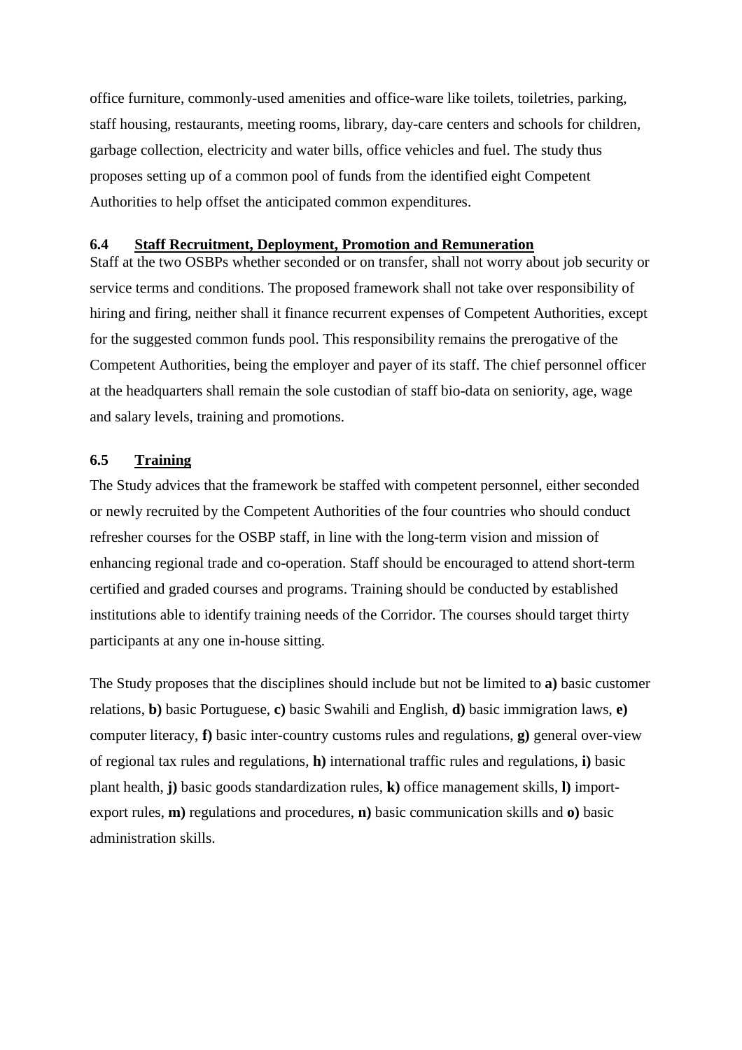office furniture, commonly-used amenities and office-ware like toilets, toiletries, parking, staff housing, restaurants, meeting rooms, library, day-care centers and schools for children, garbage collection, electricity and water bills, office vehicles and fuel. The study thus proposes setting up of a common pool of funds from the identified eight Competent Authorities to help offset the anticipated common expenditures.

### 6.4 Staff Recruitment, Deployment, Promotion and Remuneration

Staff at the two OSBPs whether seconded or on transfer, shall not worry about job security or service terms and conditions. The proposed framework shall not take over responsibility of hiring and firing, neither shall it finance recurrent expenses of Competent Authorities, except for the suggested common funds pool. This responsibility remains the prerogative of the Competent Authorities, being the employer and payer of its staff. The chief personnel officer at the headquarters shall remain the sole custodian of staff bio-data on seniority, age, wage and salary levels, training and promotions.

### 6.5 Training

The Study advices that the framework be staffed with competent personnel, either seconded or newly recruited by the Competent Authorities of the four countries who should conduct refresher courses for the OSBP staff, in line with the long-term vision and mission of enhancing regional trade and co-operation. Staff should be encouraged to attend short-term certified and graded courses and programs. Training should be conducted by established institutions able to identify training needs of the Corridor. The courses should target thirty participants at any one in-house sitting.

The Study proposes that the disciplines should include but not be limited to **a)** basic customer relations, **b)** basic Portuguese, **c)** basic Swahili and English, **d)** basic immigration laws, **e)** computer literacy, **f)** basic inter-country customs rules and regulations, **g)** general over-view of regional tax rules and regulations, **h)** international traffic rules and regulations, **i)** basic plant health, **j)** basic goods standardization rules, **k)** office management skills, **l)** import-export rules, **m)** regulations and procedures, **n)** basic communication skills and **o)** basic administration skills.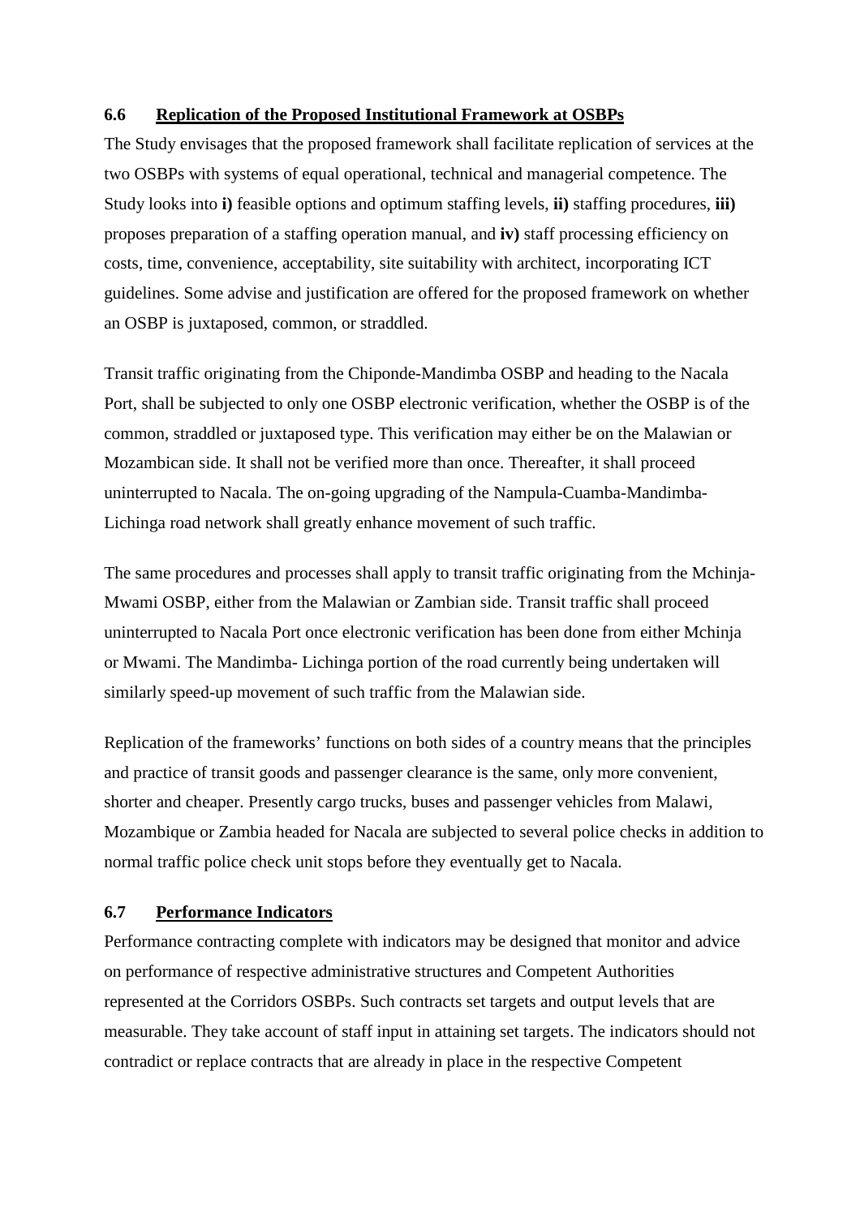### 6.6 Replication of the Proposed Institutional Framework at OSBPs

The Study envisages that the proposed framework shall facilitate replication of services at the two OSBPs with systems of equal operational, technical and managerial competence. The Study looks into **i)** feasible options and optimum staffing levels, **ii)** staffing procedures, **iii)** proposes preparation of a staffing operation manual, and **iv)** staff processing efficiency on costs, time, convenience, acceptability, site suitability with architect, incorporating ICT guidelines. Some advise and justification are offered for the proposed framework on whether an OSBP is juxtaposed, common, or straddled.

Transit traffic originating from the Chiponde-Mandimba OSBP and heading to the Nacala Port, shall be subjected to only one OSBP electronic verification, whether the OSBP is of the common, straddled or juxtaposed type. This verification may either be on the Malawian or Mozambican side. It shall not be verified more than once. Thereafter, it shall proceed uninterrupted to Nacala. The on-going upgrading of the Nampula-Cuamba-Mandimba-Lichinga road network shall greatly enhance movement of such traffic.

The same procedures and processes shall apply to transit traffic originating from the Mchinja-Mwami OSBP, either from the Malawian or Zambian side. Transit traffic shall proceed uninterrupted to Nacala Port once electronic verification has been done from either Mchinja or Mwami. The Mandimba- Lichinga portion of the road currently being undertaken will similarly speed-up movement of such traffic from the Malawian side.

Replication of the frameworks' functions on both sides of a country means that the principles and practice of transit goods and passenger clearance is the same, only more convenient, shorter and cheaper. Presently cargo trucks, buses and passenger vehicles from Malawi, Mozambique or Zambia headed for Nacala are subjected to several police checks in addition to normal traffic police check unit stops before they eventually get to Nacala.

### 6.7 Performance Indicators

Performance contracting complete with indicators may be designed that monitor and advice on performance of respective administrative structures and Competent Authorities represented at the Corridors OSBPs. Such contracts set targets and output levels that are measurable. They take account of staff input in attaining set targets. The indicators should not contradict or replace contracts that are already in place in the respective Competent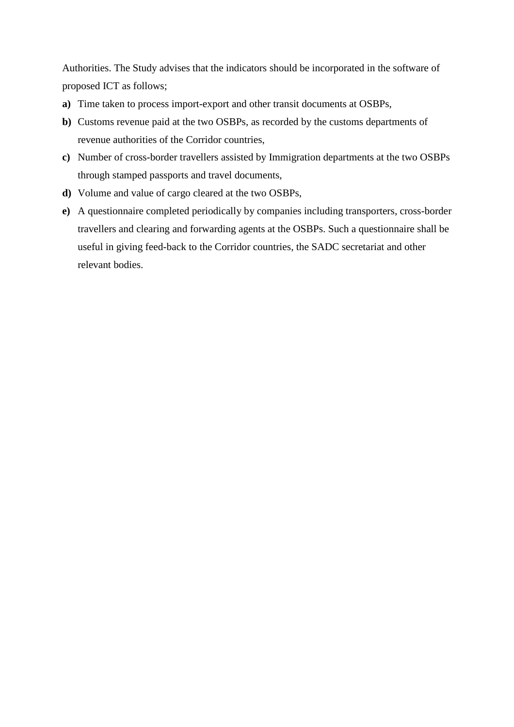Authorities. The Study advises that the indicators should be incorporated in the software of proposed ICT as follows;

**a)** Time taken to process import-export and other transit documents at OSBPs,

**b)** Customs revenue paid at the two OSBPs, as recorded by the customs departments of revenue authorities of the Corridor countries,

**c)** Number of cross-border travellers assisted by Immigration departments at the two OSBPs through stamped passports and travel documents,

**d)** Volume and value of cargo cleared at the two OSBPs,

**e)** A questionnaire completed periodically by companies including transporters, cross-border travellers and clearing and forwarding agents at the OSBPs. Such a questionnaire shall be useful in giving feed-back to the Corridor countries, the SADC secretariat and other relevant bodies.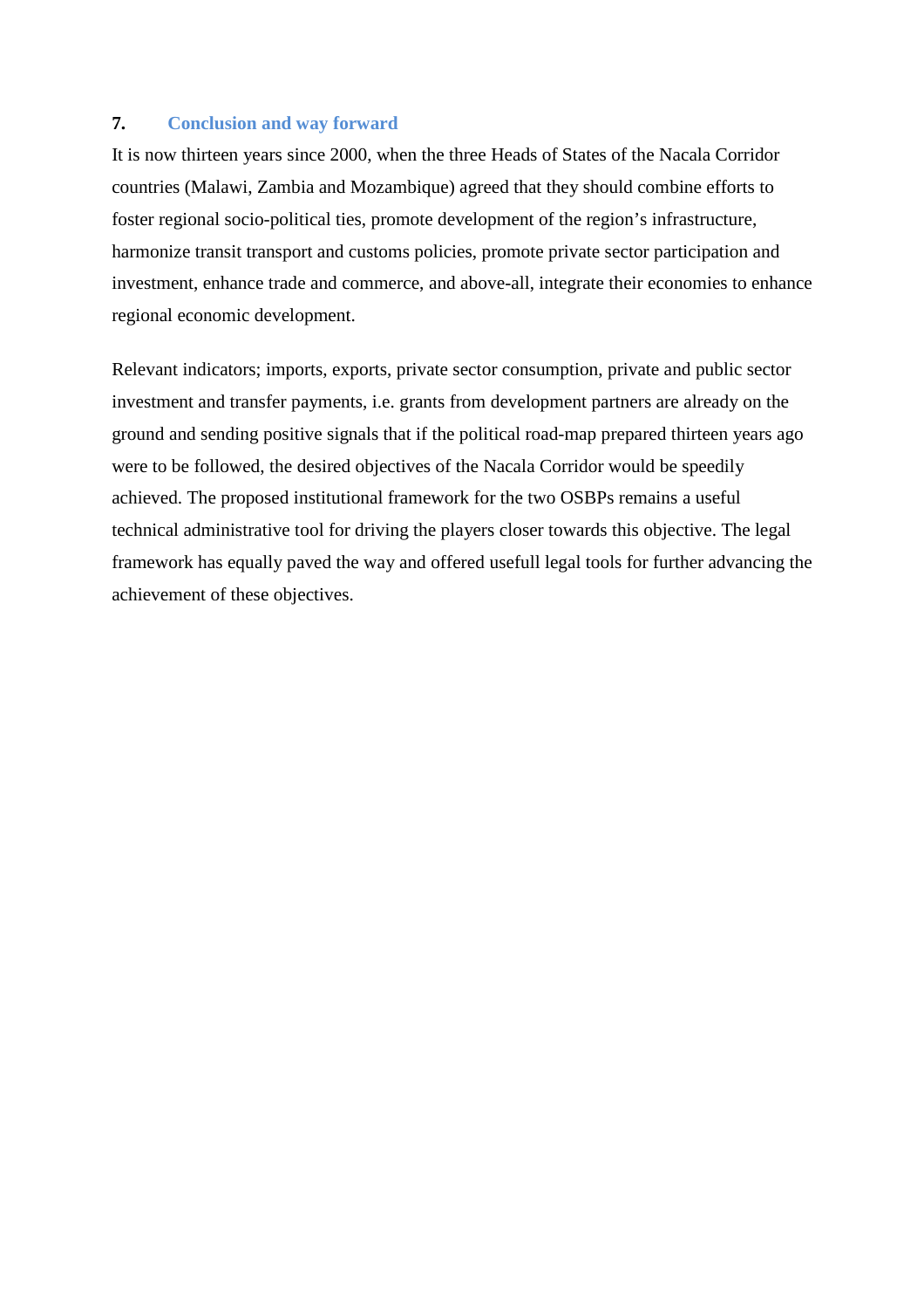## 7. Conclusion and way forward

It is now thirteen years since 2000, when the three Heads of States of the Nacala Corridor countries (Malawi, Zambia and Mozambique) agreed that they should combine efforts to foster regional socio-political ties, promote development of the region's infrastructure, harmonize transit transport and customs policies, promote private sector participation and investment, enhance trade and commerce, and above-all, integrate their economies to enhance regional economic development.

Relevant indicators; imports, exports, private sector consumption, private and public sector investment and transfer payments, i.e. grants from development partners are already on the ground and sending positive signals that if the political road-map prepared thirteen years ago were to be followed, the desired objectives of the Nacala Corridor would be speedily achieved. The proposed institutional framework for the two OSBPs remains a useful technical administrative tool for driving the players closer towards this objective. The legal framework has equally paved the way and offered usefull legal tools for further advancing the achievement of these objectives.